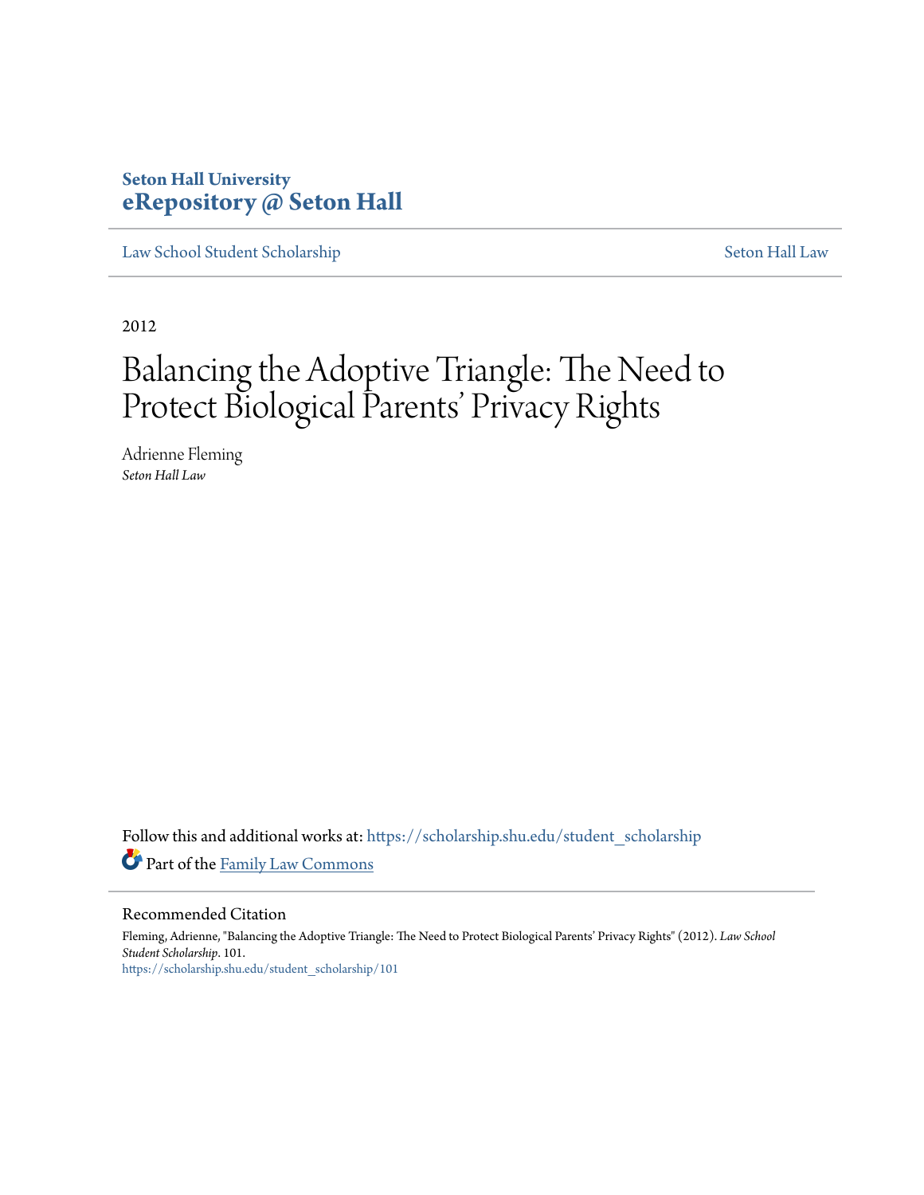Seton Hall University
eRepository @ Seton Hall

Law School Student Scholarship | Seton Hall Law

2012

# Balancing the Adoptive Triangle: The Need to Protect Biological Parents' Privacy Rights

Adrienne Fleming
*Seton Hall Law*

Follow this and additional works at: https://scholarship.shu.edu/student_scholarship

Part of the Family Law Commons

## Recommended Citation

Fleming, Adrienne, "Balancing the Adoptive Triangle: The Need to Protect Biological Parents' Privacy Rights" (2012). *Law School Student Scholarship*. 101.
https://scholarship.shu.edu/student_scholarship/101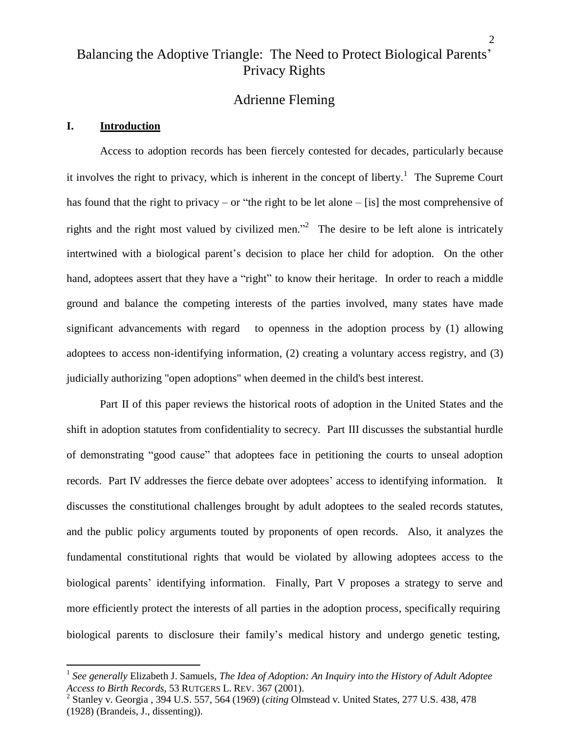# Balancing the Adoptive Triangle: The Need to Protect Biological Parents' Privacy Rights

## Adrienne Fleming

### I. Introduction

Access to adoption records has been fiercely contested for decades, particularly because it involves the right to privacy, which is inherent in the concept of liberty.[1] The Supreme Court has found that the right to privacy – or "the right to be let alone – [is] the most comprehensive of rights and the right most valued by civilized men."[2] The desire to be left alone is intricately intertwined with a biological parent's decision to place her child for adoption. On the other hand, adoptees assert that they have a "right" to know their heritage. In order to reach a middle ground and balance the competing interests of the parties involved, many states have made significant advancements with regard to openness in the adoption process by (1) allowing adoptees to access non-identifying information, (2) creating a voluntary access registry, and (3) judicially authorizing "open adoptions" when deemed in the child's best interest.

Part II of this paper reviews the historical roots of adoption in the United States and the shift in adoption statutes from confidentiality to secrecy. Part III discusses the substantial hurdle of demonstrating "good cause" that adoptees face in petitioning the courts to unseal adoption records. Part IV addresses the fierce debate over adoptees' access to identifying information. It discusses the constitutional challenges brought by adult adoptees to the sealed records statutes, and the public policy arguments touted by proponents of open records. Also, it analyzes the fundamental constitutional rights that would be violated by allowing adoptees access to the biological parents' identifying information. Finally, Part V proposes a strategy to serve and more efficiently protect the interests of all parties in the adoption process, specifically requiring biological parents to disclosure their family's medical history and undergo genetic testing,

---

[1] *See generally* Elizabeth J. Samuels, *The Idea of Adoption: An Inquiry into the History of Adult Adoptee Access to Birth Records*, 53 RUTGERS L. REV. 367 (2001).

[2] Stanley v. Georgia , 394 U.S. 557, 564 (1969) (*citing* Olmstead v. United States, 277 U.S. 438, 478 (1928) (Brandeis, J., dissenting)).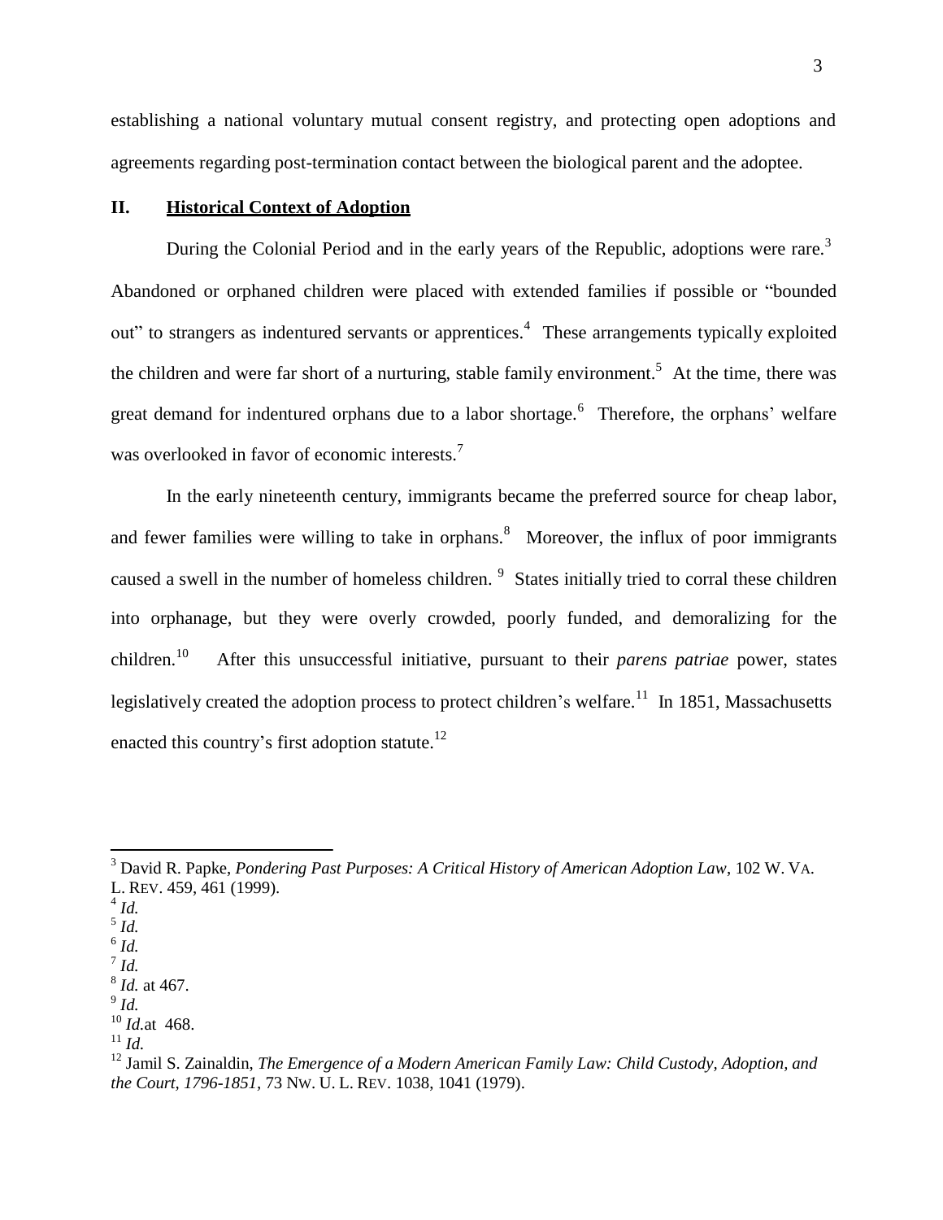establishing a national voluntary mutual consent registry, and protecting open adoptions and agreements regarding post-termination contact between the biological parent and the adoptee.

## II. Historical Context of Adoption

During the Colonial Period and in the early years of the Republic, adoptions were rare.[3] Abandoned or orphaned children were placed with extended families if possible or "bounded out" to strangers as indentured servants or apprentices.[4] These arrangements typically exploited the children and were far short of a nurturing, stable family environment.[5] At the time, there was great demand for indentured orphans due to a labor shortage.[6] Therefore, the orphans' welfare was overlooked in favor of economic interests.[7]

In the early nineteenth century, immigrants became the preferred source for cheap labor, and fewer families were willing to take in orphans.[8] Moreover, the influx of poor immigrants caused a swell in the number of homeless children.[9] States initially tried to corral these children into orphanage, but they were overly crowded, poorly funded, and demoralizing for the children.[10] After this unsuccessful initiative, pursuant to their *parens patriae* power, states legislatively created the adoption process to protect children's welfare.[11] In 1851, Massachusetts enacted this country's first adoption statute.[12]

---

[3] David R. Papke, *Pondering Past Purposes: A Critical History of American Adoption Law*, 102 W. VA. L. REV. 459, 461 (1999).

[4] *Id.*

[5] *Id.*

[6] *Id.*

[7] *Id.*

[8] *Id.* at 467.

[9] *Id.*

[10] *Id.*at 468.

[11] *Id.*

[12] Jamil S. Zainaldin, *The Emergence of a Modern American Family Law: Child Custody, Adoption, and the Court, 1796-1851*, 73 NW. U. L. REV. 1038, 1041 (1979).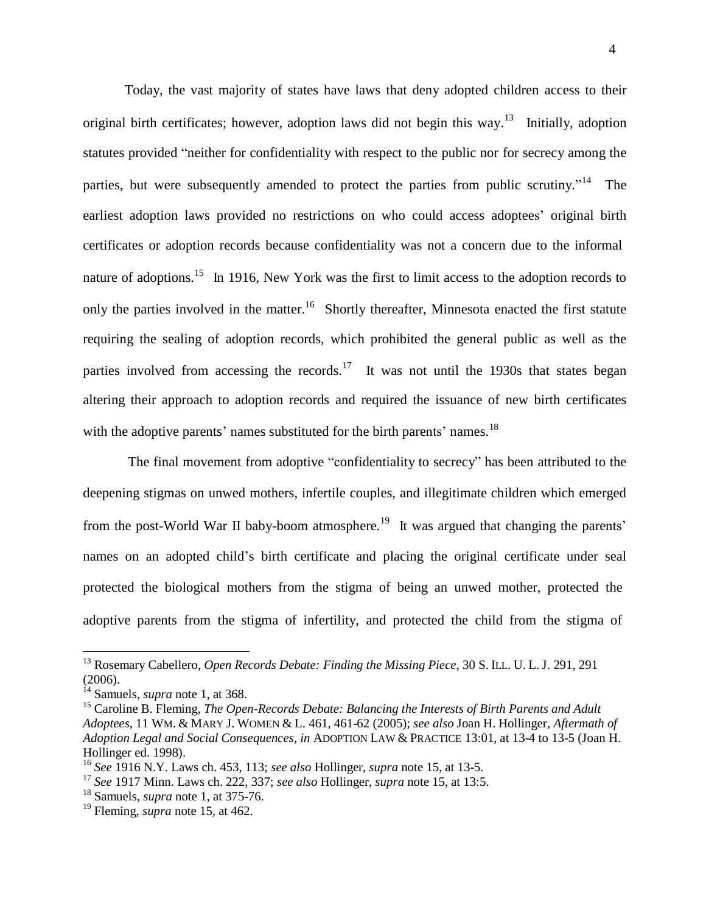Today, the vast majority of states have laws that deny adopted children access to their original birth certificates; however, adoption laws did not begin this way.[13] Initially, adoption statutes provided "neither for confidentiality with respect to the public nor for secrecy among the parties, but were subsequently amended to protect the parties from public scrutiny."[14] The earliest adoption laws provided no restrictions on who could access adoptees' original birth certificates or adoption records because confidentiality was not a concern due to the informal nature of adoptions.[15] In 1916, New York was the first to limit access to the adoption records to only the parties involved in the matter.[16] Shortly thereafter, Minnesota enacted the first statute requiring the sealing of adoption records, which prohibited the general public as well as the parties involved from accessing the records.[17] It was not until the 1930s that states began altering their approach to adoption records and required the issuance of new birth certificates with the adoptive parents' names substituted for the birth parents' names.[18]

The final movement from adoptive "confidentiality to secrecy" has been attributed to the deepening stigmas on unwed mothers, infertile couples, and illegitimate children which emerged from the post-World War II baby-boom atmosphere.[19] It was argued that changing the parents' names on an adopted child's birth certificate and placing the original certificate under seal protected the biological mothers from the stigma of being an unwed mother, protected the adoptive parents from the stigma of infertility, and protected the child from the stigma of

---

[13] Rosemary Cabellero, *Open Records Debate: Finding the Missing Piece*, 30 S. ILL. U. L. J. 291, 291 (2006).

[14] Samuels, *supra* note 1, at 368.

[15] Caroline B. Fleming, *The Open-Records Debate: Balancing the Interests of Birth Parents and Adult Adoptees*, 11 WM. & MARY J. WOMEN & L. 461, 461-62 (2005); *see also* Joan H. Hollinger, *Aftermath of Adoption Legal and Social Consequences*, *in* ADOPTION LAW & PRACTICE 13:01, at 13-4 to 13-5 (Joan H. Hollinger ed. 1998).

[16] *See* 1916 N.Y. Laws ch. 453, 113; *see also* Hollinger, *supra* note 15, at 13-5.

[17] *See* 1917 Minn. Laws ch. 222, 337; *see also* Hollinger, *supra* note 15, at 13:5.

[18] Samuels, *supra* note 1, at 375-76.

[19] Fleming, *supra* note 15, at 462.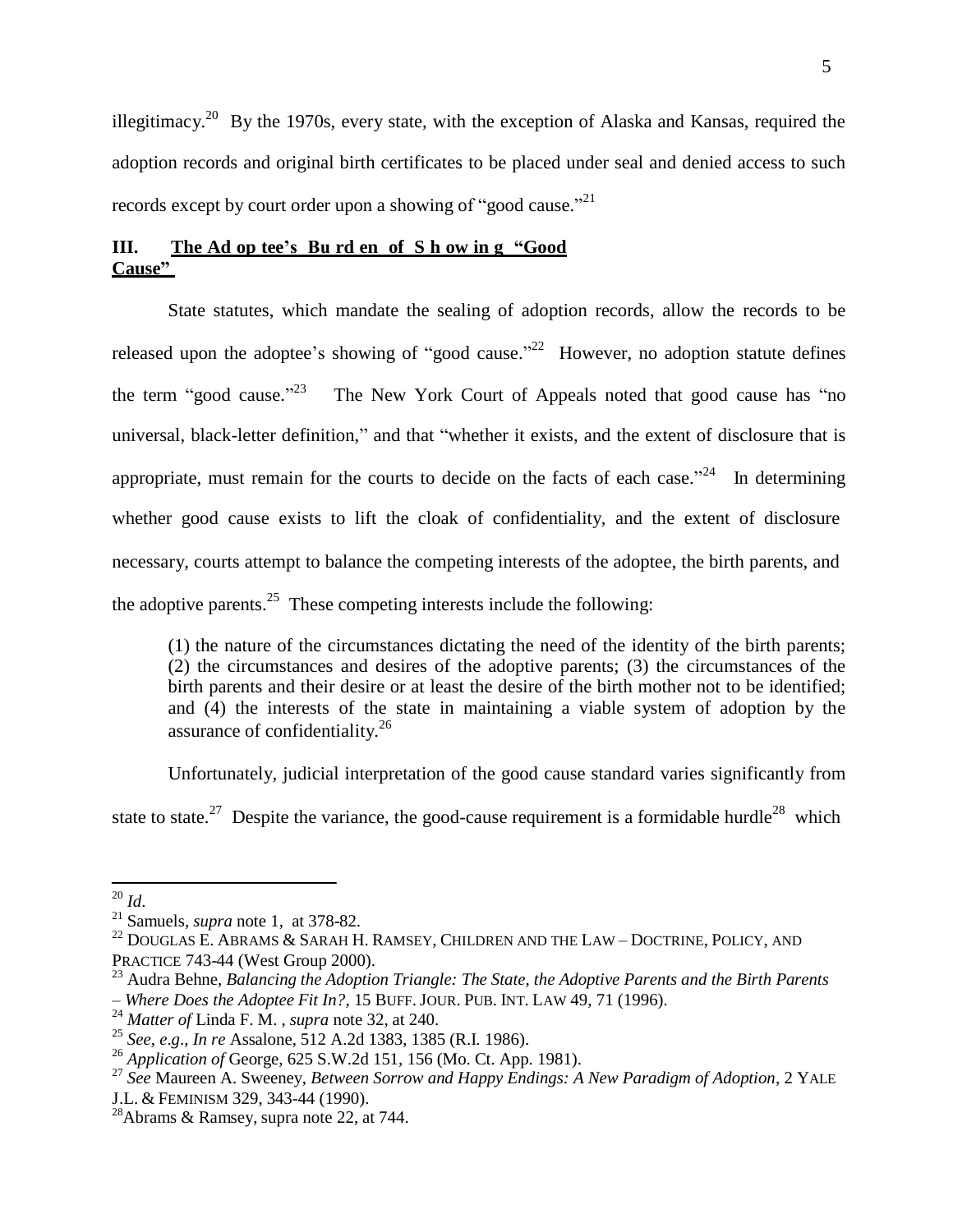illegitimacy.[20] By the 1970s, every state, with the exception of Alaska and Kansas, required the adoption records and original birth certificates to be placed under seal and denied access to such records except by court order upon a showing of "good cause."[21]

## III. The Adoptee's Burden of Showing "Good Cause"

State statutes, which mandate the sealing of adoption records, allow the records to be released upon the adoptee's showing of "good cause."[22] However, no adoption statute defines the term "good cause."[23] The New York Court of Appeals noted that good cause has "no universal, black-letter definition," and that "whether it exists, and the extent of disclosure that is appropriate, must remain for the courts to decide on the facts of each case."[24] In determining whether good cause exists to lift the cloak of confidentiality, and the extent of disclosure necessary, courts attempt to balance the competing interests of the adoptee, the birth parents, and the adoptive parents.[25] These competing interests include the following:

> (1) the nature of the circumstances dictating the need of the identity of the birth parents; (2) the circumstances and desires of the adoptive parents; (3) the circumstances of the birth parents and their desire or at least the desire of the birth mother not to be identified; and (4) the interests of the state in maintaining a viable system of adoption by the assurance of confidentiality.[26]

Unfortunately, judicial interpretation of the good cause standard varies significantly from state to state.[27] Despite the variance, the good-cause requirement is a formidable hurdle[28] which

---

[20] *Id*.

[21] Samuels, *supra* note 1, at 378-82.

[22] DOUGLAS E. ABRAMS & SARAH H. RAMSEY, CHILDREN AND THE LAW – DOCTRINE, POLICY, AND PRACTICE 743-44 (West Group 2000).

[23] Audra Behne, *Balancing the Adoption Triangle: The State, the Adoptive Parents and the Birth Parents – Where Does the Adoptee Fit In?*, 15 BUFF. JOUR. PUB. INT. LAW 49, 71 (1996).

[24] *Matter of* Linda F. M. , *supra* note 32, at 240.

[25] *See*, *e.g*., *In re* Assalone, 512 A.2d 1383, 1385 (R.I. 1986).

[26] *Application of* George, 625 S.W.2d 151, 156 (Mo. Ct. App. 1981).

[27] *See* Maureen A. Sweeney, *Between Sorrow and Happy Endings: A New Paradigm of Adoption*, 2 YALE J.L. & FEMINISM 329, 343-44 (1990).

[28] Abrams & Ramsey, supra note 22, at 744.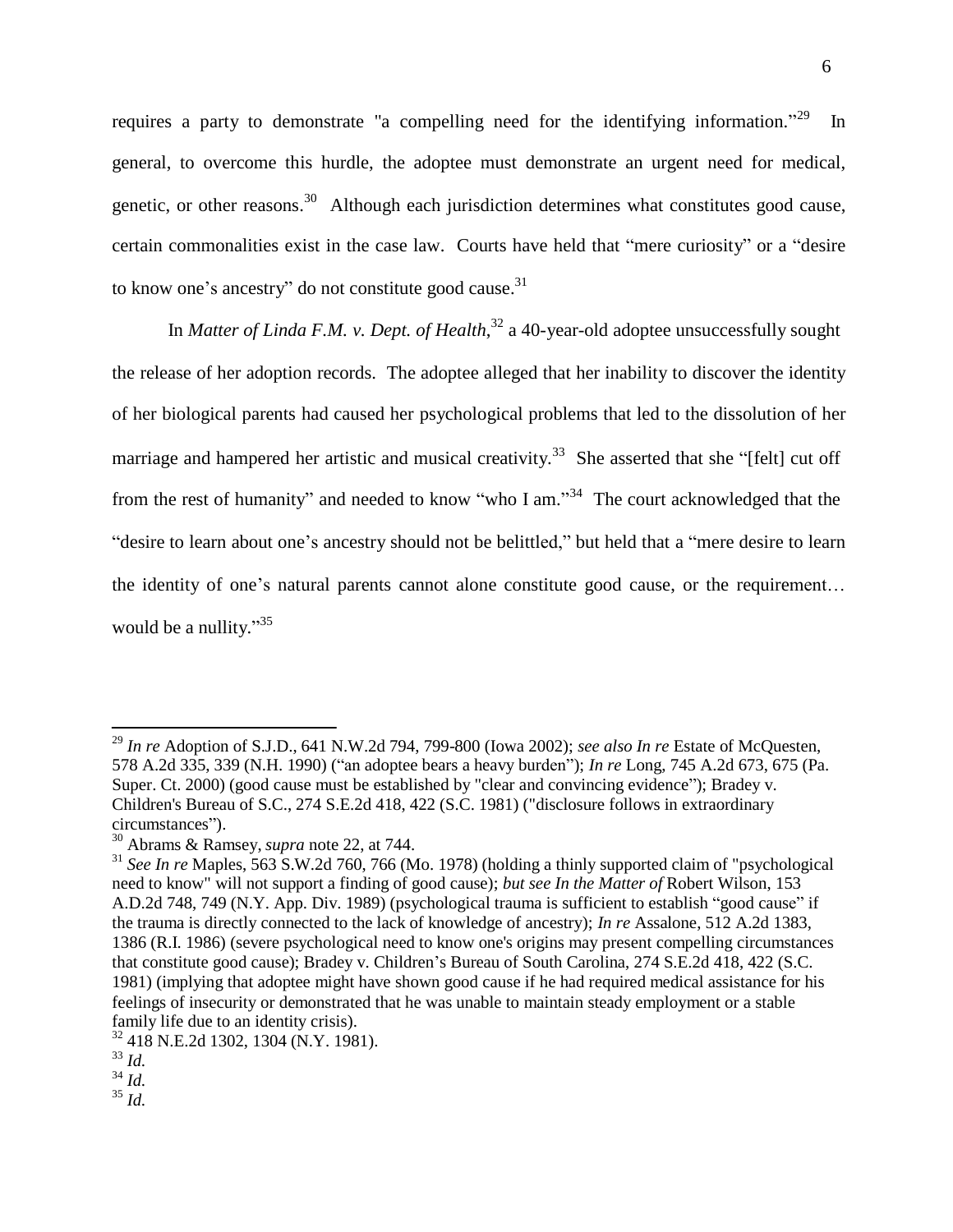requires a party to demonstrate "a compelling need for the identifying information."[29] In general, to overcome this hurdle, the adoptee must demonstrate an urgent need for medical, genetic, or other reasons.[30] Although each jurisdiction determines what constitutes good cause, certain commonalities exist in the case law. Courts have held that "mere curiosity" or a "desire to know one's ancestry" do not constitute good cause.[31]

In *Matter of Linda F.M. v. Dept. of Health*,[32] a 40-year-old adoptee unsuccessfully sought the release of her adoption records. The adoptee alleged that her inability to discover the identity of her biological parents had caused her psychological problems that led to the dissolution of her marriage and hampered her artistic and musical creativity.[33] She asserted that she "[felt] cut off from the rest of humanity" and needed to know "who I am."[34] The court acknowledged that the "desire to learn about one's ancestry should not be belittled," but held that a "mere desire to learn the identity of one's natural parents cannot alone constitute good cause, or the requirement… would be a nullity."[35]

---

[29] *In re* Adoption of S.J.D., 641 N.W.2d 794, 799-800 (Iowa 2002); *see also In re* Estate of McQuesten, 578 A.2d 335, 339 (N.H. 1990) ("an adoptee bears a heavy burden"); *In re* Long, 745 A.2d 673, 675 (Pa. Super. Ct. 2000) (good cause must be established by "clear and convincing evidence"); Bradey v. Children's Bureau of S.C., 274 S.E.2d 418, 422 (S.C. 1981) ("disclosure follows in extraordinary circumstances").

[30] Abrams & Ramsey, *supra* note 22, at 744.

[31] *See In re* Maples, 563 S.W.2d 760, 766 (Mo. 1978) (holding a thinly supported claim of "psychological need to know" will not support a finding of good cause); *but see In the Matter of* Robert Wilson, 153 A.D.2d 748, 749 (N.Y. App. Div. 1989) (psychological trauma is sufficient to establish "good cause" if the trauma is directly connected to the lack of knowledge of ancestry); *In re* Assalone, 512 A.2d 1383, 1386 (R.I. 1986) (severe psychological need to know one's origins may present compelling circumstances that constitute good cause); Bradey v. Children's Bureau of South Carolina, 274 S.E.2d 418, 422 (S.C. 1981) (implying that adoptee might have shown good cause if he had required medical assistance for his feelings of insecurity or demonstrated that he was unable to maintain steady employment or a stable family life due to an identity crisis).

[32] 418 N.E.2d 1302, 1304 (N.Y. 1981).

[33] *Id.*

[34] *Id.*

[35] *Id.*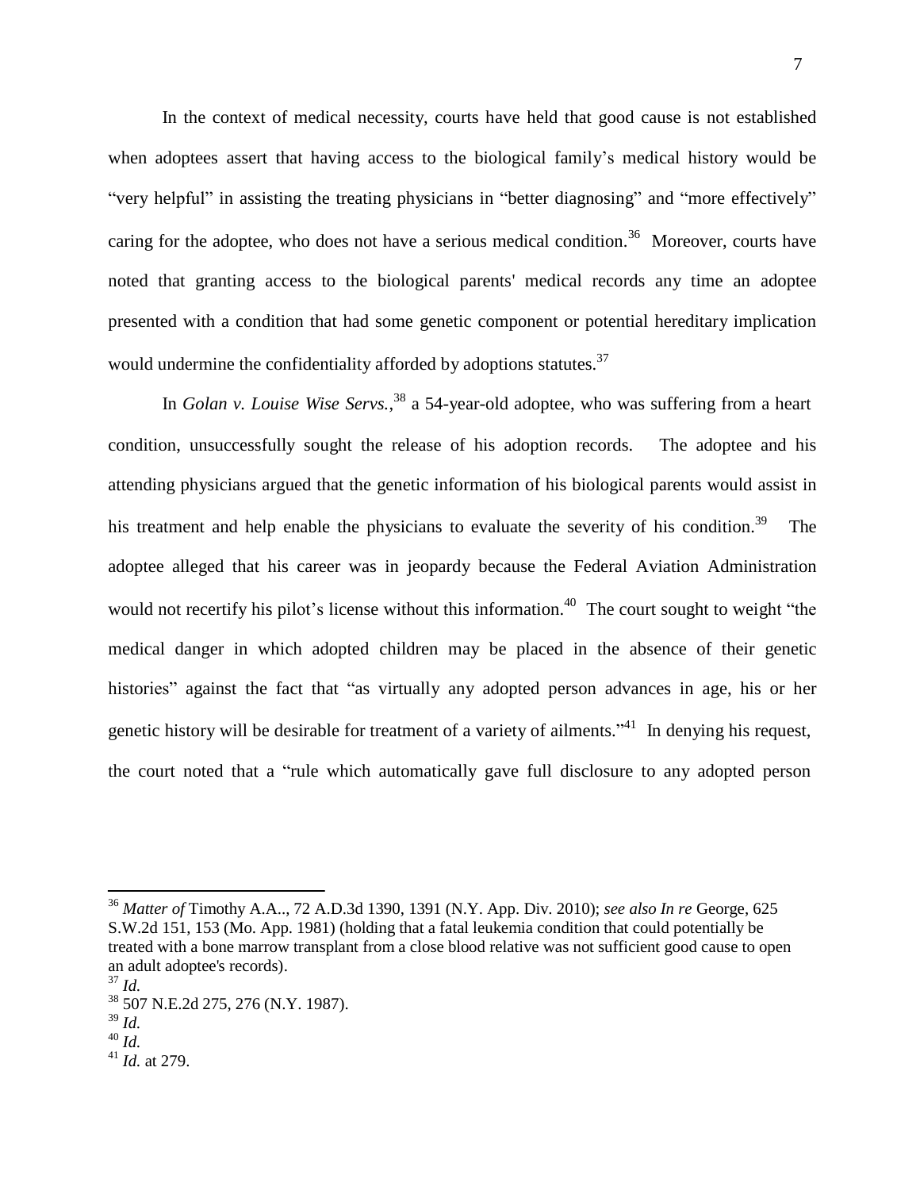In the context of medical necessity, courts have held that good cause is not established when adoptees assert that having access to the biological family's medical history would be "very helpful" in assisting the treating physicians in "better diagnosing" and "more effectively" caring for the adoptee, who does not have a serious medical condition.[36] Moreover, courts have noted that granting access to the biological parents' medical records any time an adoptee presented with a condition that had some genetic component or potential hereditary implication would undermine the confidentiality afforded by adoptions statutes.[37]

In *Golan v. Louise Wise Servs.*,[38] a 54-year-old adoptee, who was suffering from a heart condition, unsuccessfully sought the release of his adoption records. The adoptee and his attending physicians argued that the genetic information of his biological parents would assist in his treatment and help enable the physicians to evaluate the severity of his condition.[39] The adoptee alleged that his career was in jeopardy because the Federal Aviation Administration would not recertify his pilot's license without this information.[40] The court sought to weight "the medical danger in which adopted children may be placed in the absence of their genetic histories" against the fact that "as virtually any adopted person advances in age, his or her genetic history will be desirable for treatment of a variety of ailments."[41] In denying his request, the court noted that a "rule which automatically gave full disclosure to any adopted person

---

[36] *Matter of* Timothy A.A.., 72 A.D.3d 1390, 1391 (N.Y. App. Div. 2010); *see also In re* George, 625 S.W.2d 151, 153 (Mo. App. 1981) (holding that a fatal leukemia condition that could potentially be treated with a bone marrow transplant from a close blood relative was not sufficient good cause to open an adult adoptee's records).

[37] *Id.*

[38] 507 N.E.2d 275, 276 (N.Y. 1987).

[39] *Id.*

[40] *Id.*

[41] *Id.* at 279.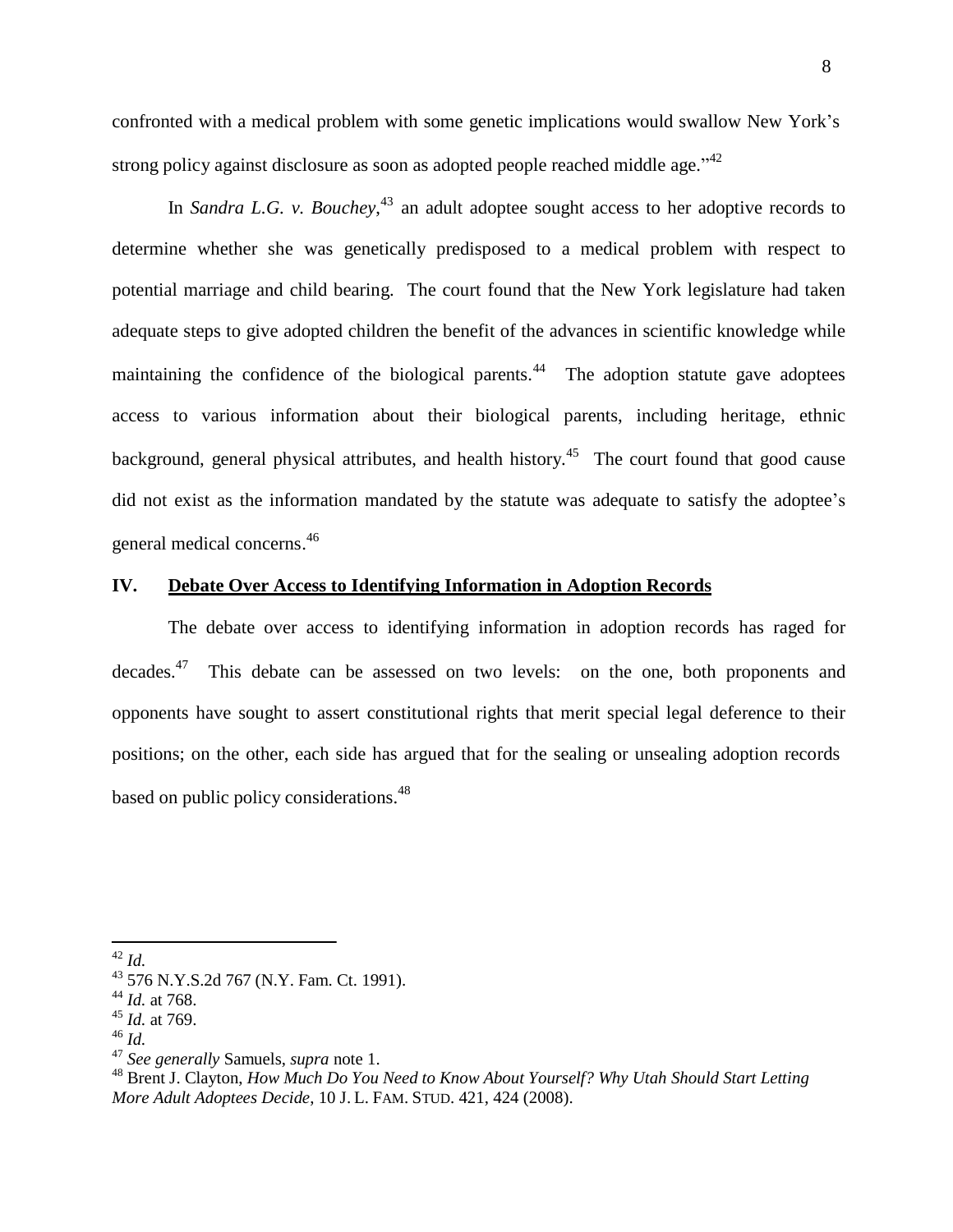confronted with a medical problem with some genetic implications would swallow New York's strong policy against disclosure as soon as adopted people reached middle age."[42]

In *Sandra L.G. v. Bouchey*,[43] an adult adoptee sought access to her adoptive records to determine whether she was genetically predisposed to a medical problem with respect to potential marriage and child bearing. The court found that the New York legislature had taken adequate steps to give adopted children the benefit of the advances in scientific knowledge while maintaining the confidence of the biological parents.[44] The adoption statute gave adoptees access to various information about their biological parents, including heritage, ethnic background, general physical attributes, and health history.[45] The court found that good cause did not exist as the information mandated by the statute was adequate to satisfy the adoptee's general medical concerns.[46]

## IV. Debate Over Access to Identifying Information in Adoption Records

The debate over access to identifying information in adoption records has raged for decades.[47] This debate can be assessed on two levels: on the one, both proponents and opponents have sought to assert constitutional rights that merit special legal deference to their positions; on the other, each side has argued that for the sealing or unsealing adoption records based on public policy considerations.[48]

---

[42] *Id.*

[43] 576 N.Y.S.2d 767 (N.Y. Fam. Ct. 1991).

[44] *Id.* at 768.

[45] *Id.* at 769.

[46] *Id.*

[47] *See generally* Samuels, *supra* note 1.

[48] Brent J. Clayton, *How Much Do You Need to Know About Yourself? Why Utah Should Start Letting More Adult Adoptees Decide*, 10 J. L. FAM. STUD. 421, 424 (2008).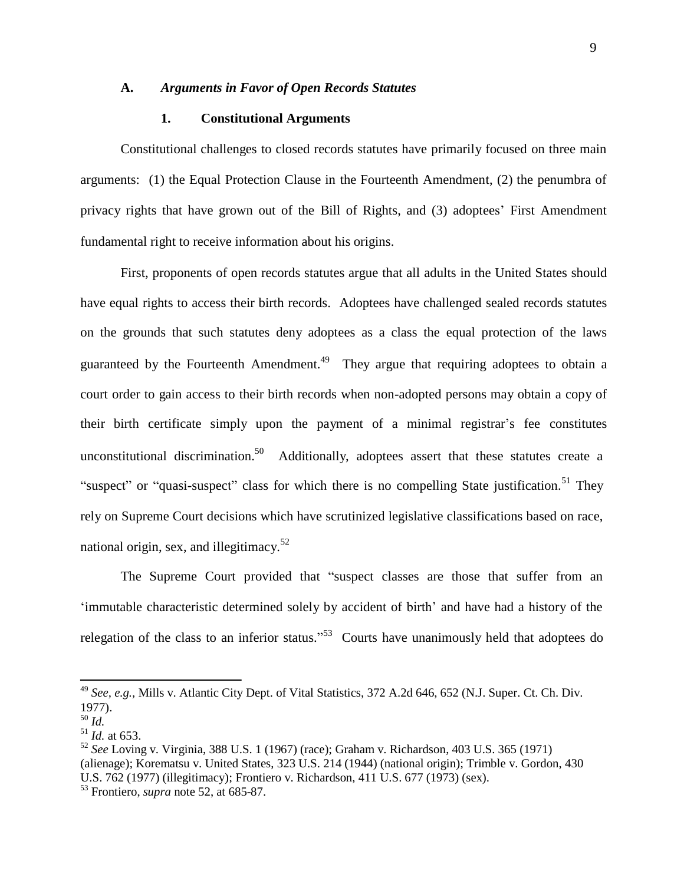### A. *Arguments in Favor of Open Records Statutes*

#### 1. Constitutional Arguments

Constitutional challenges to closed records statutes have primarily focused on three main arguments: (1) the Equal Protection Clause in the Fourteenth Amendment, (2) the penumbra of privacy rights that have grown out of the Bill of Rights, and (3) adoptees' First Amendment fundamental right to receive information about his origins.

First, proponents of open records statutes argue that all adults in the United States should have equal rights to access their birth records. Adoptees have challenged sealed records statutes on the grounds that such statutes deny adoptees as a class the equal protection of the laws guaranteed by the Fourteenth Amendment.[49] They argue that requiring adoptees to obtain a court order to gain access to their birth records when non-adopted persons may obtain a copy of their birth certificate simply upon the payment of a minimal registrar's fee constitutes unconstitutional discrimination.[50] Additionally, adoptees assert that these statutes create a "suspect" or "quasi-suspect" class for which there is no compelling State justification.[51] They rely on Supreme Court decisions which have scrutinized legislative classifications based on race, national origin, sex, and illegitimacy.[52]

The Supreme Court provided that "suspect classes are those that suffer from an 'immutable characteristic determined solely by accident of birth' and have had a history of the relegation of the class to an inferior status."[53] Courts have unanimously held that adoptees do

---

[49] *See*, *e.g.*, Mills v. Atlantic City Dept. of Vital Statistics, 372 A.2d 646, 652 (N.J. Super. Ct. Ch. Div. 1977).

[50] *Id.*

[51] *Id.* at 653.

[52] *See* Loving v. Virginia, 388 U.S. 1 (1967) (race); Graham v. Richardson, 403 U.S. 365 (1971) (alienage); Korematsu v. United States, 323 U.S. 214 (1944) (national origin); Trimble v. Gordon, 430 U.S. 762 (1977) (illegitimacy); Frontiero v. Richardson, 411 U.S. 677 (1973) (sex).

[53] Frontiero, *supra* note 52, at 685-87.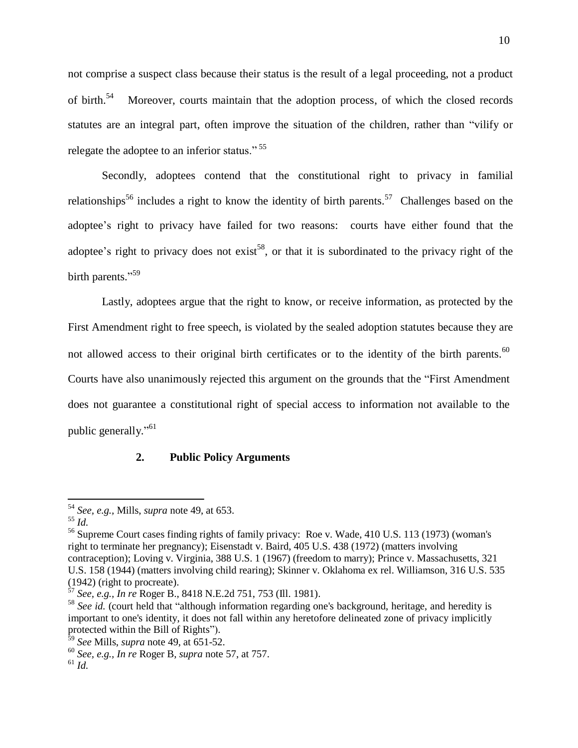not comprise a suspect class because their status is the result of a legal proceeding, not a product of birth.[54] Moreover, courts maintain that the adoption process, of which the closed records statutes are an integral part, often improve the situation of the children, rather than "vilify or relegate the adoptee to an inferior status." [55]

Secondly, adoptees contend that the constitutional right to privacy in familial relationships[56] includes a right to know the identity of birth parents.[57] Challenges based on the adoptee's right to privacy have failed for two reasons: courts have either found that the adoptee's right to privacy does not exist[58], or that it is subordinated to the privacy right of the birth parents."[59]

Lastly, adoptees argue that the right to know, or receive information, as protected by the First Amendment right to free speech, is violated by the sealed adoption statutes because they are not allowed access to their original birth certificates or to the identity of the birth parents.[60] Courts have also unanimously rejected this argument on the grounds that the "First Amendment does not guarantee a constitutional right of special access to information not available to the public generally."[61]

### 2. Public Policy Arguments

---

[54] *See, e.g.*, Mills, *supra* note 49, at 653.

[55] *Id.*

[56] Supreme Court cases finding rights of family privacy: Roe v. Wade, 410 U.S. 113 (1973) (woman's right to terminate her pregnancy); Eisenstadt v. Baird, 405 U.S. 438 (1972) (matters involving contraception); Loving v. Virginia, 388 U.S. 1 (1967) (freedom to marry); Prince v. Massachusetts, 321 U.S. 158 (1944) (matters involving child rearing); Skinner v. Oklahoma ex rel. Williamson, 316 U.S. 535 (1942) (right to procreate).

[57] *See, e.g., In re* Roger B., 8418 N.E.2d 751, 753 (Ill. 1981).

[58] *See id.* (court held that "although information regarding one's background, heritage, and heredity is important to one's identity, it does not fall within any heretofore delineated zone of privacy implicitly protected within the Bill of Rights").

[59] *See* Mills, *supra* note 49, at 651-52.

[60] *See, e.g., In re* Roger B, *supra* note 57, at 757.

[61] *Id.*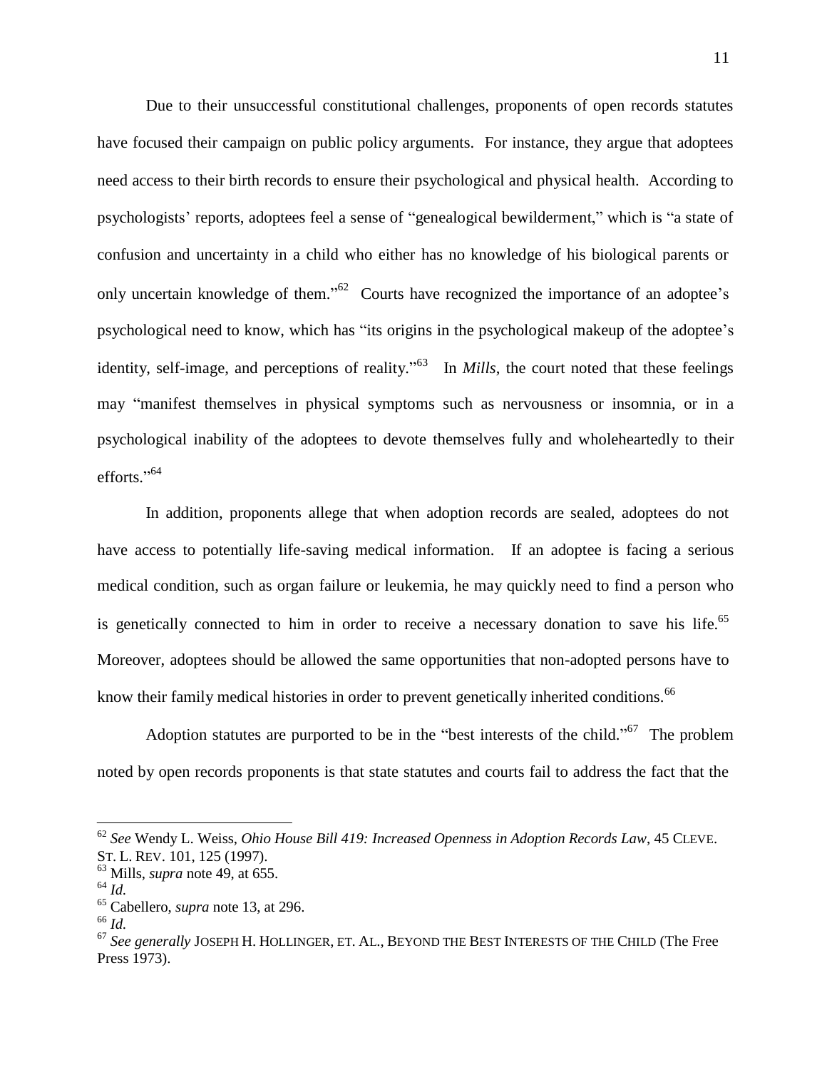Due to their unsuccessful constitutional challenges, proponents of open records statutes have focused their campaign on public policy arguments. For instance, they argue that adoptees need access to their birth records to ensure their psychological and physical health. According to psychologists' reports, adoptees feel a sense of "genealogical bewilderment," which is "a state of confusion and uncertainty in a child who either has no knowledge of his biological parents or only uncertain knowledge of them."[62] Courts have recognized the importance of an adoptee's psychological need to know, which has "its origins in the psychological makeup of the adoptee's identity, self-image, and perceptions of reality."[63] In *Mills*, the court noted that these feelings may "manifest themselves in physical symptoms such as nervousness or insomnia, or in a psychological inability of the adoptees to devote themselves fully and wholeheartedly to their efforts."[64]

In addition, proponents allege that when adoption records are sealed, adoptees do not have access to potentially life-saving medical information. If an adoptee is facing a serious medical condition, such as organ failure or leukemia, he may quickly need to find a person who is genetically connected to him in order to receive a necessary donation to save his life.[65] Moreover, adoptees should be allowed the same opportunities that non-adopted persons have to know their family medical histories in order to prevent genetically inherited conditions.[66]

Adoption statutes are purported to be in the "best interests of the child."[67] The problem noted by open records proponents is that state statutes and courts fail to address the fact that the

---

[62] *See* Wendy L. Weiss, *Ohio House Bill 419: Increased Openness in Adoption Records Law*, 45 CLEVE. ST. L. REV. 101, 125 (1997).

[63] Mills, *supra* note 49, at 655.

[64] *Id.*

[65] Cabellero, *supra* note 13, at 296.

[66] *Id.*

[67] *See generally* JOSEPH H. HOLLINGER, ET. AL., BEYOND THE BEST INTERESTS OF THE CHILD (The Free Press 1973).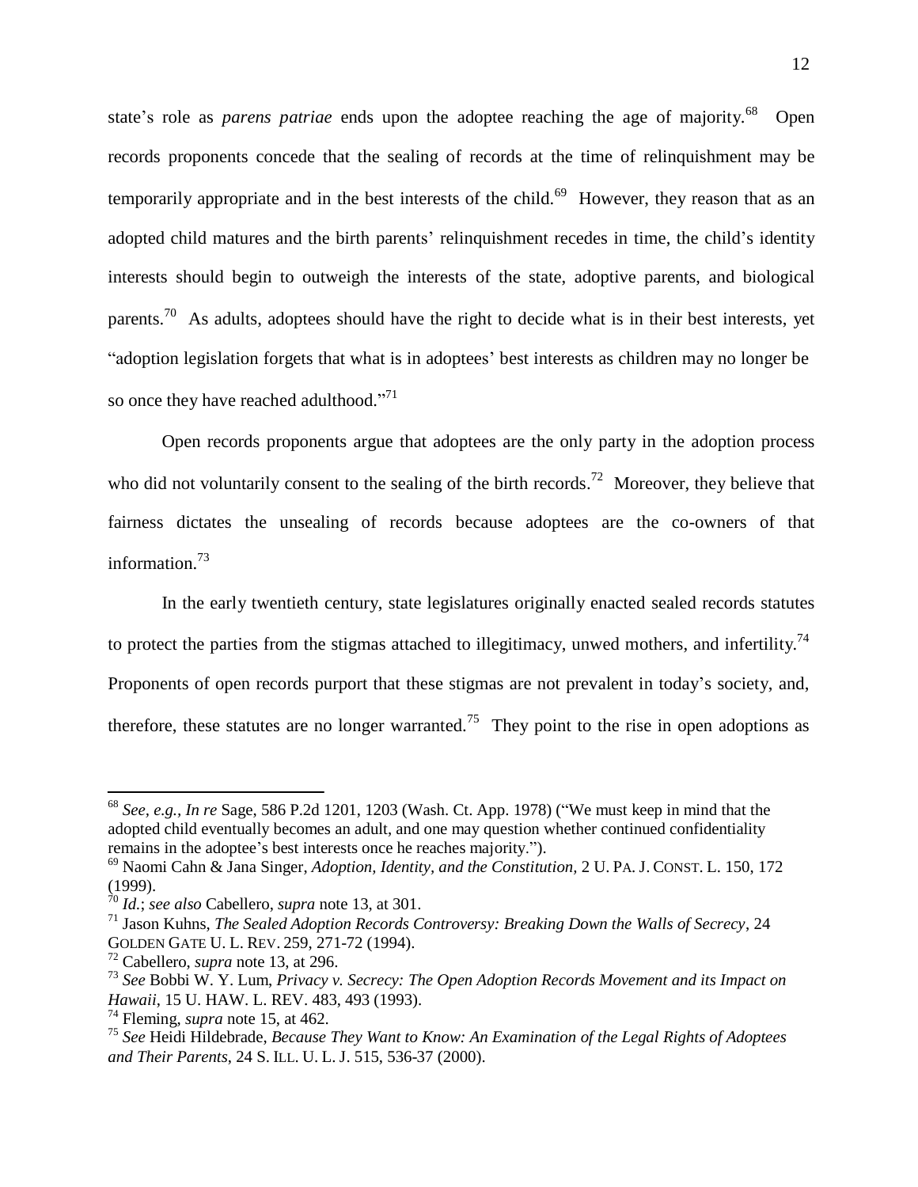state's role as *parens patriae* ends upon the adoptee reaching the age of majority.[68] Open records proponents concede that the sealing of records at the time of relinquishment may be temporarily appropriate and in the best interests of the child.[69] However, they reason that as an adopted child matures and the birth parents' relinquishment recedes in time, the child's identity interests should begin to outweigh the interests of the state, adoptive parents, and biological parents.[70] As adults, adoptees should have the right to decide what is in their best interests, yet "adoption legislation forgets that what is in adoptees' best interests as children may no longer be so once they have reached adulthood."[71]

Open records proponents argue that adoptees are the only party in the adoption process who did not voluntarily consent to the sealing of the birth records.[72] Moreover, they believe that fairness dictates the unsealing of records because adoptees are the co-owners of that information.[73]

In the early twentieth century, state legislatures originally enacted sealed records statutes to protect the parties from the stigmas attached to illegitimacy, unwed mothers, and infertility.[74] Proponents of open records purport that these stigmas are not prevalent in today's society, and, therefore, these statutes are no longer warranted.[75] They point to the rise in open adoptions as

---

[68] *See, e.g.*, *In re* Sage, 586 P.2d 1201, 1203 (Wash. Ct. App. 1978) ("We must keep in mind that the adopted child eventually becomes an adult, and one may question whether continued confidentiality remains in the adoptee's best interests once he reaches majority.").

[69] Naomi Cahn & Jana Singer, *Adoption, Identity, and the Constitution*, 2 U. PA. J. CONST. L. 150, 172 (1999).

[70] *Id.*; *see also* Cabellero, *supra* note 13, at 301.

[71] Jason Kuhns, *The Sealed Adoption Records Controversy: Breaking Down the Walls of Secrecy*, 24 GOLDEN GATE U. L. REV. 259, 271-72 (1994).

[72] Cabellero, *supra* note 13, at 296.

[73] *See* Bobbi W. Y. Lum, *Privacy v. Secrecy: The Open Adoption Records Movement and its Impact on Hawaii*, 15 U. HAW. L. REV. 483, 493 (1993).

[74] Fleming, *supra* note 15, at 462.

[75] *See* Heidi Hildebrade, *Because They Want to Know: An Examination of the Legal Rights of Adoptees and Their Parents*, 24 S. ILL. U. L. J. 515, 536-37 (2000).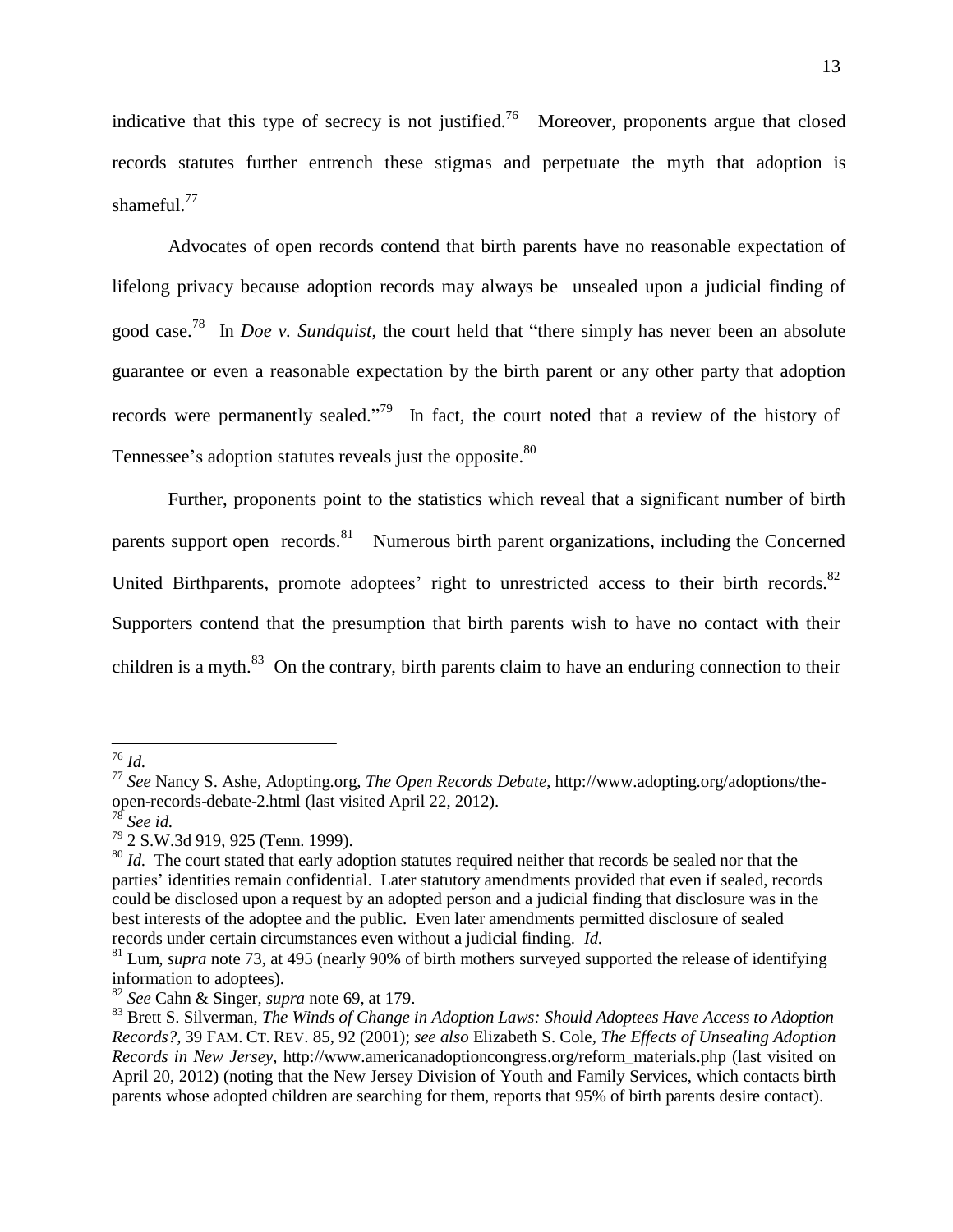indicative that this type of secrecy is not justified.[76] Moreover, proponents argue that closed records statutes further entrench these stigmas and perpetuate the myth that adoption is shameful.[77]

Advocates of open records contend that birth parents have no reasonable expectation of lifelong privacy because adoption records may always be unsealed upon a judicial finding of good case.[78] In *Doe v. Sundquist*, the court held that "there simply has never been an absolute guarantee or even a reasonable expectation by the birth parent or any other party that adoption records were permanently sealed."[79] In fact, the court noted that a review of the history of Tennessee's adoption statutes reveals just the opposite.[80]

Further, proponents point to the statistics which reveal that a significant number of birth parents support open records.[81] Numerous birth parent organizations, including the Concerned United Birthparents, promote adoptees' right to unrestricted access to their birth records.[82] Supporters contend that the presumption that birth parents wish to have no contact with their children is a myth.[83] On the contrary, birth parents claim to have an enduring connection to their

---

[76] *Id.*

[77] *See* Nancy S. Ashe, Adopting.org, *The Open Records Debate*, http://www.adopting.org/adoptions/the-open-records-debate-2.html (last visited April 22, 2012).

[78] *See id.*

[79] 2 S.W.3d 919, 925 (Tenn. 1999).

[80] *Id.* The court stated that early adoption statutes required neither that records be sealed nor that the parties' identities remain confidential. Later statutory amendments provided that even if sealed, records could be disclosed upon a request by an adopted person and a judicial finding that disclosure was in the best interests of the adoptee and the public. Even later amendments permitted disclosure of sealed records under certain circumstances even without a judicial finding. *Id.*

[81] Lum, *supra* note 73, at 495 (nearly 90% of birth mothers surveyed supported the release of identifying information to adoptees).

[82] *See* Cahn & Singer, *supra* note 69, at 179.

[83] Brett S. Silverman, *The Winds of Change in Adoption Laws: Should Adoptees Have Access to Adoption Records?*, 39 FAM. CT. REV. 85, 92 (2001); *see also* Elizabeth S. Cole, *The Effects of Unsealing Adoption Records in New Jersey*, http://www.americanadoptioncongress.org/reform_materials.php (last visited on April 20, 2012) (noting that the New Jersey Division of Youth and Family Services, which contacts birth parents whose adopted children are searching for them, reports that 95% of birth parents desire contact).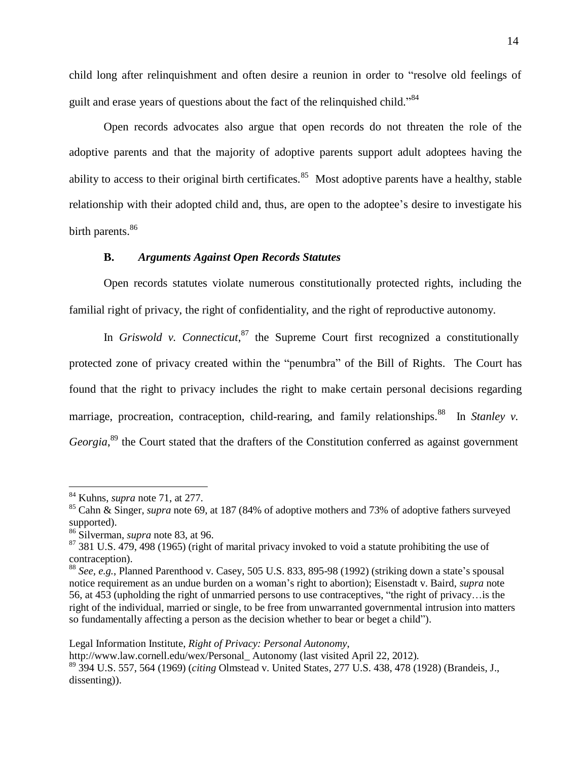child long after relinquishment and often desire a reunion in order to "resolve old feelings of guilt and erase years of questions about the fact of the relinquished child."[84]

Open records advocates also argue that open records do not threaten the role of the adoptive parents and that the majority of adoptive parents support adult adoptees having the ability to access to their original birth certificates.[85] Most adoptive parents have a healthy, stable relationship with their adopted child and, thus, are open to the adoptee's desire to investigate his birth parents.[86]

### B. *Arguments Against Open Records Statutes*

Open records statutes violate numerous constitutionally protected rights, including the familial right of privacy, the right of confidentiality, and the right of reproductive autonomy.

In *Griswold v. Connecticut*,[87] the Supreme Court first recognized a constitutionally protected zone of privacy created within the "penumbra" of the Bill of Rights. The Court has found that the right to privacy includes the right to make certain personal decisions regarding marriage, procreation, contraception, child-rearing, and family relationships.[88] In *Stanley v. Georgia*,[89] the Court stated that the drafters of the Constitution conferred as against government

---

[84] Kuhns, *supra* note 71, at 277.

[85] Cahn & Singer, *supra* note 69, at 187 (84% of adoptive mothers and 73% of adoptive fathers surveyed supported).

[86] Silverman, *supra* note 83, at 96.

[87] 381 U.S. 479, 498 (1965) (right of marital privacy invoked to void a statute prohibiting the use of contraception).

[88] *See, e.g.*, Planned Parenthood v. Casey, 505 U.S. 833, 895-98 (1992) (striking down a state's spousal notice requirement as an undue burden on a woman's right to abortion); Eisenstadt v. Baird, *supra* note 56, at 453 (upholding the right of unmarried persons to use contraceptives, "the right of privacy…is the right of the individual, married or single, to be free from unwarranted governmental intrusion into matters so fundamentally affecting a person as the decision whether to bear or beget a child").

Legal Information Institute, *Right of Privacy: Personal Autonomy*, http://www.law.cornell.edu/wex/Personal_ Autonomy (last visited April 22, 2012).

[89] 394 U.S. 557, 564 (1969) (*citing* Olmstead v. United States, 277 U.S. 438, 478 (1928) (Brandeis, J., dissenting)).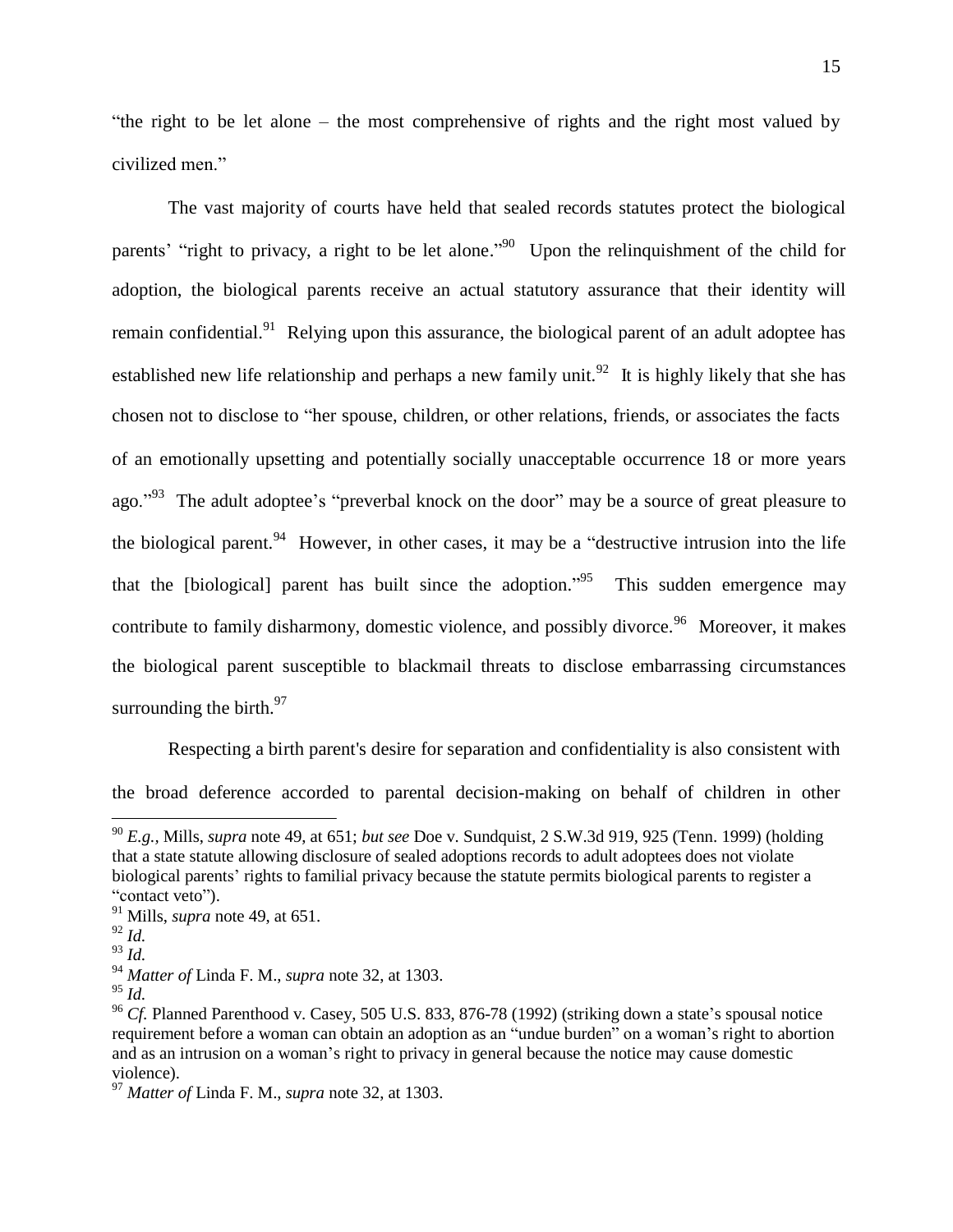"the right to be let alone – the most comprehensive of rights and the right most valued by civilized men."

The vast majority of courts have held that sealed records statutes protect the biological parents' "right to privacy, a right to be let alone."[90] Upon the relinquishment of the child for adoption, the biological parents receive an actual statutory assurance that their identity will remain confidential.[91] Relying upon this assurance, the biological parent of an adult adoptee has established new life relationship and perhaps a new family unit.[92] It is highly likely that she has chosen not to disclose to "her spouse, children, or other relations, friends, or associates the facts of an emotionally upsetting and potentially socially unacceptable occurrence 18 or more years ago."[93] The adult adoptee's "preverbal knock on the door" may be a source of great pleasure to the biological parent.[94] However, in other cases, it may be a "destructive intrusion into the life that the [biological] parent has built since the adoption."[95] This sudden emergence may contribute to family disharmony, domestic violence, and possibly divorce.[96] Moreover, it makes the biological parent susceptible to blackmail threats to disclose embarrassing circumstances surrounding the birth.[97]

Respecting a birth parent's desire for separation and confidentiality is also consistent with the broad deference accorded to parental decision-making on behalf of children in other

---

[90] *E.g.*, Mills, *supra* note 49, at 651; *but see* Doe v. Sundquist, 2 S.W.3d 919, 925 (Tenn. 1999) (holding that a state statute allowing disclosure of sealed adoptions records to adult adoptees does not violate biological parents' rights to familial privacy because the statute permits biological parents to register a "contact veto").

[91] Mills, *supra* note 49, at 651.

[92] *Id.*

[93] *Id.*

[94] *Matter of* Linda F. M., *supra* note 32, at 1303.

[95] *Id.*

[96] *Cf.* Planned Parenthood v. Casey, 505 U.S. 833, 876-78 (1992) (striking down a state's spousal notice requirement before a woman can obtain an adoption as an "undue burden" on a woman's right to abortion and as an intrusion on a woman's right to privacy in general because the notice may cause domestic violence).

[97] *Matter of* Linda F. M., *supra* note 32, at 1303.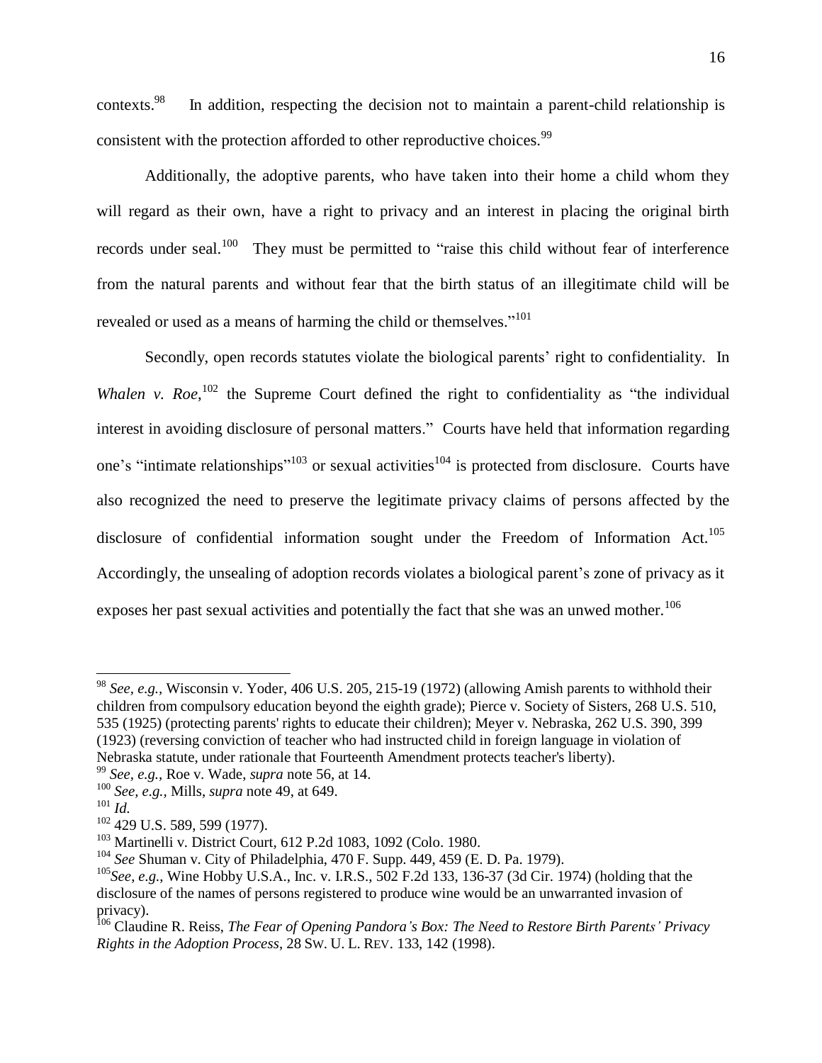contexts.[98] In addition, respecting the decision not to maintain a parent-child relationship is consistent with the protection afforded to other reproductive choices.[99]

Additionally, the adoptive parents, who have taken into their home a child whom they will regard as their own, have a right to privacy and an interest in placing the original birth records under seal.[100] They must be permitted to "raise this child without fear of interference from the natural parents and without fear that the birth status of an illegitimate child will be revealed or used as a means of harming the child or themselves."[101]

Secondly, open records statutes violate the biological parents' right to confidentiality. In *Whalen v. Roe*,[102] the Supreme Court defined the right to confidentiality as "the individual interest in avoiding disclosure of personal matters." Courts have held that information regarding one's "intimate relationships"[103] or sexual activities[104] is protected from disclosure. Courts have also recognized the need to preserve the legitimate privacy claims of persons affected by the disclosure of confidential information sought under the Freedom of Information Act.[105] Accordingly, the unsealing of adoption records violates a biological parent's zone of privacy as it exposes her past sexual activities and potentially the fact that she was an unwed mother.[106]

---

[98] *See, e.g.,* Wisconsin v. Yoder, 406 U.S. 205, 215-19 (1972) (allowing Amish parents to withhold their children from compulsory education beyond the eighth grade); Pierce v. Society of Sisters, 268 U.S. 510, 535 (1925) (protecting parents' rights to educate their children); Meyer v. Nebraska, 262 U.S. 390, 399 (1923) (reversing conviction of teacher who had instructed child in foreign language in violation of Nebraska statute, under rationale that Fourteenth Amendment protects teacher's liberty).

[99] *See, e.g.,* Roe v. Wade, *supra* note 56, at 14.

[100] *See, e.g.,* Mills, *supra* note 49, at 649.

[101] *Id.*

[102] 429 U.S. 589, 599 (1977).

[103] Martinelli v. District Court, 612 P.2d 1083, 1092 (Colo. 1980.

[104] *See* Shuman v. City of Philadelphia, 470 F. Supp. 449, 459 (E. D. Pa. 1979).

[105] *See*, *e.g*., Wine Hobby U.S.A., Inc. v. I.R.S., 502 F.2d 133, 136-37 (3d Cir. 1974) (holding that the disclosure of the names of persons registered to produce wine would be an unwarranted invasion of privacy).

[106] Claudine R. Reiss, *The Fear of Opening Pandora's Box: The Need to Restore Birth Parents' Privacy Rights in the Adoption Process*, 28 SW. U. L. REV. 133, 142 (1998).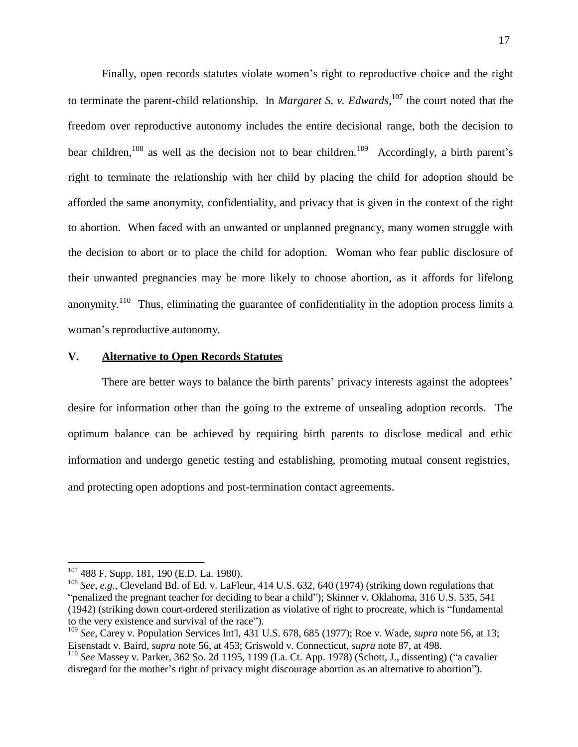Finally, open records statutes violate women's right to reproductive choice and the right to terminate the parent-child relationship. In *Margaret S. v. Edwards*,[107] the court noted that the freedom over reproductive autonomy includes the entire decisional range, both the decision to bear children,[108] as well as the decision not to bear children.[109] Accordingly, a birth parent's right to terminate the relationship with her child by placing the child for adoption should be afforded the same anonymity, confidentiality, and privacy that is given in the context of the right to abortion. When faced with an unwanted or unplanned pregnancy, many women struggle with the decision to abort or to place the child for adoption. Woman who fear public disclosure of their unwanted pregnancies may be more likely to choose abortion, as it affords for lifelong anonymity.[110] Thus, eliminating the guarantee of confidentiality in the adoption process limits a woman's reproductive autonomy.

## V. Alternative to Open Records Statutes

There are better ways to balance the birth parents' privacy interests against the adoptees' desire for information other than the going to the extreme of unsealing adoption records. The optimum balance can be achieved by requiring birth parents to disclose medical and ethic information and undergo genetic testing and establishing, promoting mutual consent registries, and protecting open adoptions and post-termination contact agreements.

---

[107] 488 F. Supp. 181, 190 (E.D. La. 1980).

[108] *See, e.g.,* Cleveland Bd. of Ed. v. LaFleur, 414 U.S. 632, 640 (1974) (striking down regulations that "penalized the pregnant teacher for deciding to bear a child"); Skinner v. Oklahoma, 316 U.S. 535, 541 (1942) (striking down court-ordered sterilization as violative of right to procreate, which is "fundamental to the very existence and survival of the race").

[109] *See,* Carey v. Population Services Int'l, 431 U.S. 678, 685 (1977); Roe v. Wade, *supra* note 56, at 13; Eisenstadt v. Baird, *supra* note 56, at 453; Griswold v. Connecticut, *supra* note 87, at 498.

[110] *See* Massey v. Parker, 362 So. 2d 1195, 1199 (La. Ct. App. 1978) (Schott, J., dissenting) ("a cavalier disregard for the mother's right of privacy might discourage abortion as an alternative to abortion").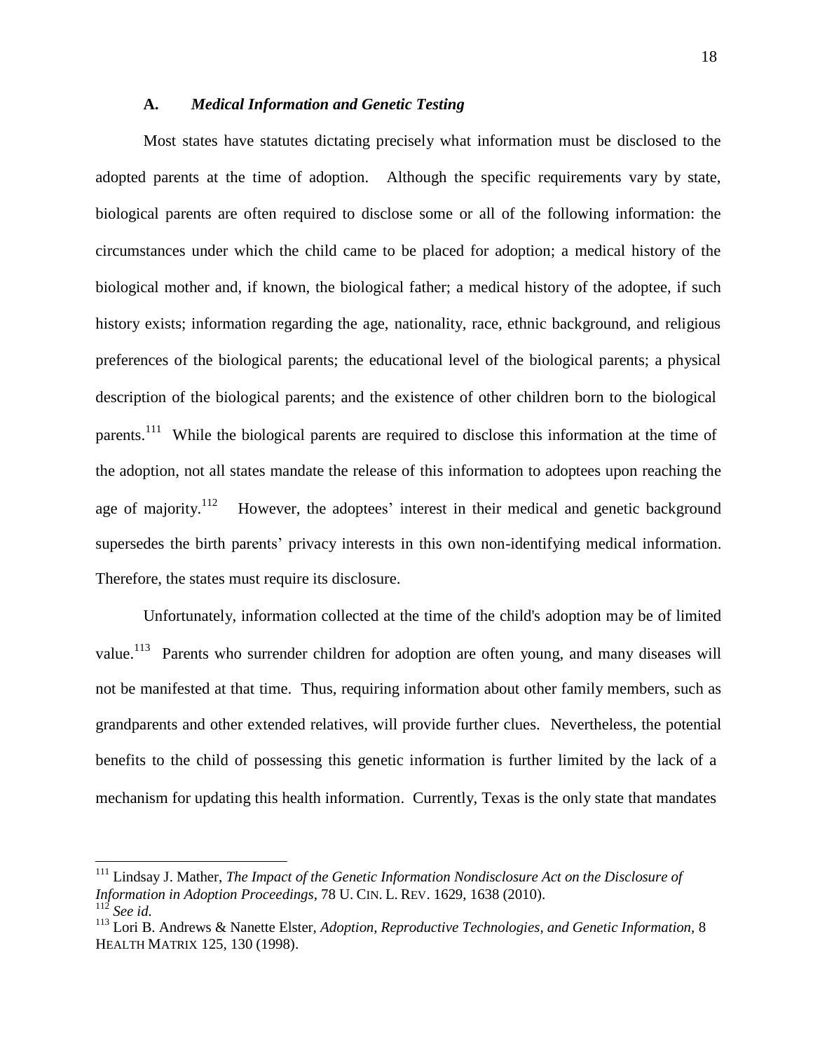### A. *Medical Information and Genetic Testing*

Most states have statutes dictating precisely what information must be disclosed to the adopted parents at the time of adoption. Although the specific requirements vary by state, biological parents are often required to disclose some or all of the following information: the circumstances under which the child came to be placed for adoption; a medical history of the biological mother and, if known, the biological father; a medical history of the adoptee, if such history exists; information regarding the age, nationality, race, ethnic background, and religious preferences of the biological parents; the educational level of the biological parents; a physical description of the biological parents; and the existence of other children born to the biological parents.[111] While the biological parents are required to disclose this information at the time of the adoption, not all states mandate the release of this information to adoptees upon reaching the age of majority.[112] However, the adoptees' interest in their medical and genetic background supersedes the birth parents' privacy interests in this own non-identifying medical information. Therefore, the states must require its disclosure.

Unfortunately, information collected at the time of the child's adoption may be of limited value.[113] Parents who surrender children for adoption are often young, and many diseases will not be manifested at that time. Thus, requiring information about other family members, such as grandparents and other extended relatives, will provide further clues. Nevertheless, the potential benefits to the child of possessing this genetic information is further limited by the lack of a mechanism for updating this health information. Currently, Texas is the only state that mandates

---

[111] Lindsay J. Mather, *The Impact of the Genetic Information Nondisclosure Act on the Disclosure of Information in Adoption Proceedings*, 78 U. CIN. L. REV. 1629, 1638 (2010).

[112] *See id.*

[113] Lori B. Andrews & Nanette Elster, *Adoption, Reproductive Technologies, and Genetic Information,* 8 HEALTH MATRIX 125, 130 (1998).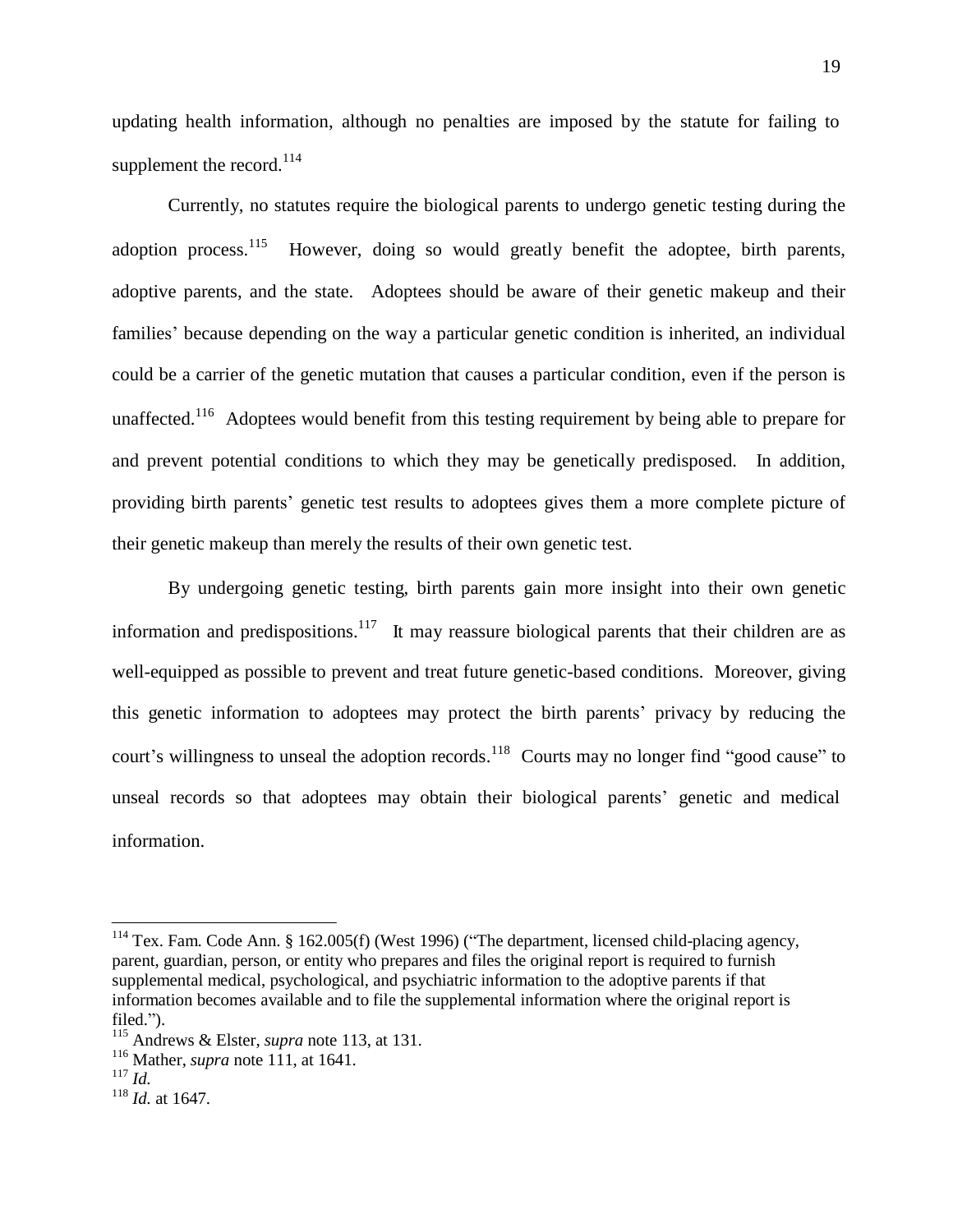updating health information, although no penalties are imposed by the statute for failing to supplement the record.[114]

Currently, no statutes require the biological parents to undergo genetic testing during the adoption process.[115] However, doing so would greatly benefit the adoptee, birth parents, adoptive parents, and the state. Adoptees should be aware of their genetic makeup and their families' because depending on the way a particular genetic condition is inherited, an individual could be a carrier of the genetic mutation that causes a particular condition, even if the person is unaffected.[116] Adoptees would benefit from this testing requirement by being able to prepare for and prevent potential conditions to which they may be genetically predisposed. In addition, providing birth parents' genetic test results to adoptees gives them a more complete picture of their genetic makeup than merely the results of their own genetic test.

By undergoing genetic testing, birth parents gain more insight into their own genetic information and predispositions.[117] It may reassure biological parents that their children are as well-equipped as possible to prevent and treat future genetic-based conditions. Moreover, giving this genetic information to adoptees may protect the birth parents' privacy by reducing the court's willingness to unseal the adoption records.[118] Courts may no longer find "good cause" to unseal records so that adoptees may obtain their biological parents' genetic and medical information.

---

[114] Tex. Fam. Code Ann. § 162.005(f) (West 1996) ("The department, licensed child-placing agency, parent, guardian, person, or entity who prepares and files the original report is required to furnish supplemental medical, psychological, and psychiatric information to the adoptive parents if that information becomes available and to file the supplemental information where the original report is filed.").

[115] Andrews & Elster, *supra* note 113, at 131.

[116] Mather, *supra* note 111, at 1641.

[117] *Id.*

[118] *Id.* at 1647.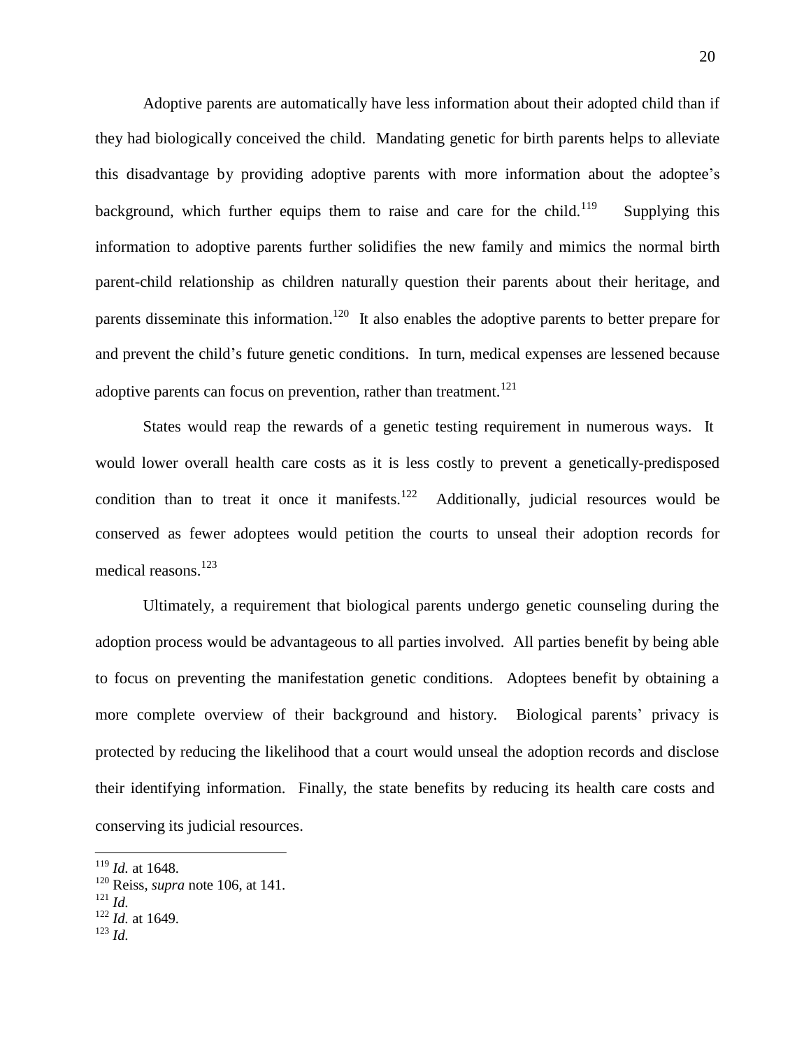Adoptive parents are automatically have less information about their adopted child than if they had biologically conceived the child. Mandating genetic for birth parents helps to alleviate this disadvantage by providing adoptive parents with more information about the adoptee's background, which further equips them to raise and care for the child.[119] Supplying this information to adoptive parents further solidifies the new family and mimics the normal birth parent-child relationship as children naturally question their parents about their heritage, and parents disseminate this information.[120] It also enables the adoptive parents to better prepare for and prevent the child's future genetic conditions. In turn, medical expenses are lessened because adoptive parents can focus on prevention, rather than treatment.[121]

States would reap the rewards of a genetic testing requirement in numerous ways. It would lower overall health care costs as it is less costly to prevent a genetically-predisposed condition than to treat it once it manifests.[122] Additionally, judicial resources would be conserved as fewer adoptees would petition the courts to unseal their adoption records for medical reasons.[123]

Ultimately, a requirement that biological parents undergo genetic counseling during the adoption process would be advantageous to all parties involved. All parties benefit by being able to focus on preventing the manifestation genetic conditions. Adoptees benefit by obtaining a more complete overview of their background and history. Biological parents' privacy is protected by reducing the likelihood that a court would unseal the adoption records and disclose their identifying information. Finally, the state benefits by reducing its health care costs and conserving its judicial resources.

---

[119] *Id.* at 1648.
[120] Reiss, *supra* note 106, at 141.
[121] *Id.*
[122] *Id.* at 1649.
[123] *Id.*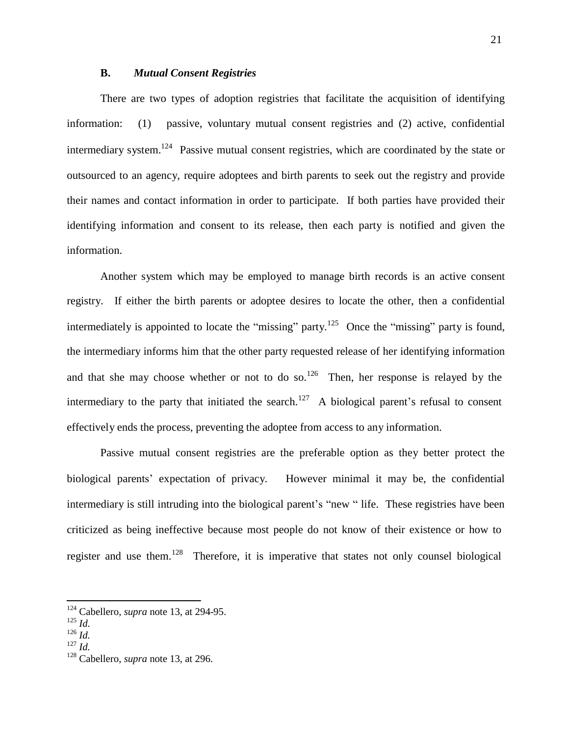### B. *Mutual Consent Registries*

There are two types of adoption registries that facilitate the acquisition of identifying information: (1) passive, voluntary mutual consent registries and (2) active, confidential intermediary system.[124] Passive mutual consent registries, which are coordinated by the state or outsourced to an agency, require adoptees and birth parents to seek out the registry and provide their names and contact information in order to participate. If both parties have provided their identifying information and consent to its release, then each party is notified and given the information.

Another system which may be employed to manage birth records is an active consent registry. If either the birth parents or adoptee desires to locate the other, then a confidential intermediately is appointed to locate the "missing" party.[125] Once the "missing" party is found, the intermediary informs him that the other party requested release of her identifying information and that she may choose whether or not to do so.[126] Then, her response is relayed by the intermediary to the party that initiated the search.[127] A biological parent's refusal to consent effectively ends the process, preventing the adoptee from access to any information.

Passive mutual consent registries are the preferable option as they better protect the biological parents' expectation of privacy. However minimal it may be, the confidential intermediary is still intruding into the biological parent's "new " life. These registries have been criticized as being ineffective because most people do not know of their existence or how to register and use them.[128] Therefore, it is imperative that states not only counsel biological

---

[124] Cabellero, *supra* note 13, at 294-95.

[125] *Id.*

[126] *Id.*

[127] *Id.*

[128] Cabellero, *supra* note 13, at 296.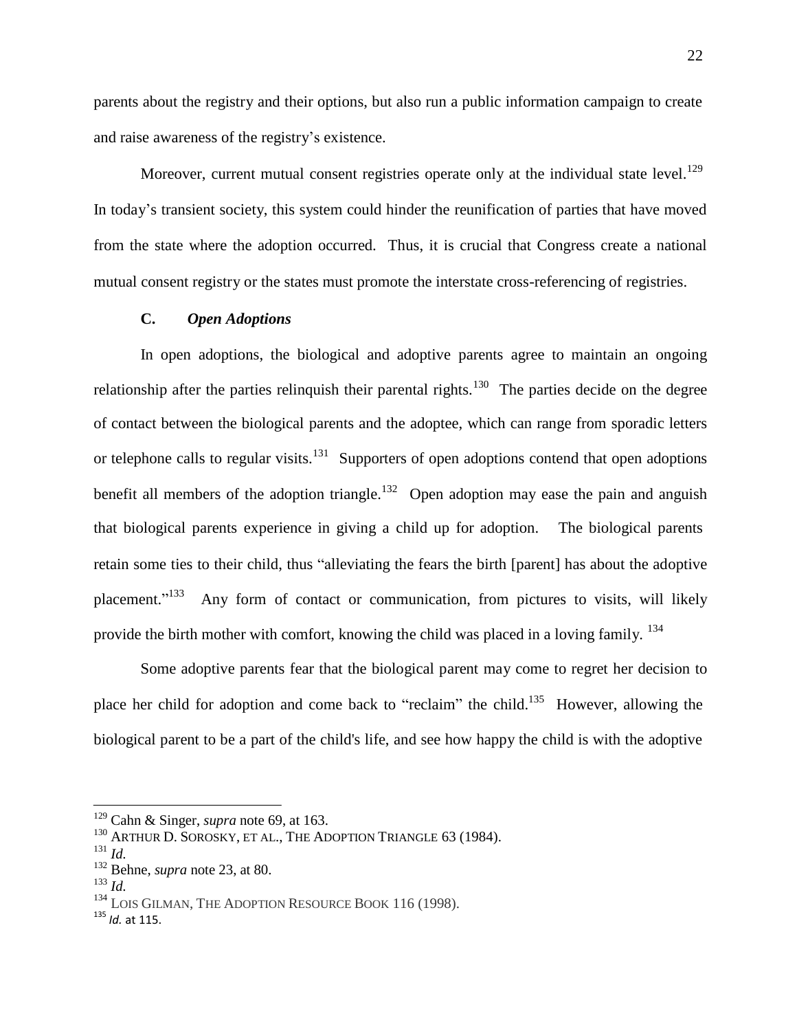parents about the registry and their options, but also run a public information campaign to create and raise awareness of the registry's existence.

Moreover, current mutual consent registries operate only at the individual state level.[129] In today's transient society, this system could hinder the reunification of parties that have moved from the state where the adoption occurred. Thus, it is crucial that Congress create a national mutual consent registry or the states must promote the interstate cross-referencing of registries.

### C. *Open Adoptions*

In open adoptions, the biological and adoptive parents agree to maintain an ongoing relationship after the parties relinquish their parental rights.[130] The parties decide on the degree of contact between the biological parents and the adoptee, which can range from sporadic letters or telephone calls to regular visits.[131] Supporters of open adoptions contend that open adoptions benefit all members of the adoption triangle.[132] Open adoption may ease the pain and anguish that biological parents experience in giving a child up for adoption. The biological parents retain some ties to their child, thus "alleviating the fears the birth [parent] has about the adoptive placement."[133] Any form of contact or communication, from pictures to visits, will likely provide the birth mother with comfort, knowing the child was placed in a loving family.[134]

Some adoptive parents fear that the biological parent may come to regret her decision to place her child for adoption and come back to "reclaim" the child.[135] However, allowing the biological parent to be a part of the child's life, and see how happy the child is with the adoptive

---

[129] Cahn & Singer, *supra* note 69, at 163.

[130] ARTHUR D. SOROSKY, ET AL., THE ADOPTION TRIANGLE 63 (1984).

[131] *Id.*

[132] Behne, *supra* note 23, at 80.

[133] *Id.*

[134] LOIS GILMAN, THE ADOPTION RESOURCE BOOK 116 (1998).

[135] *Id.* at 115.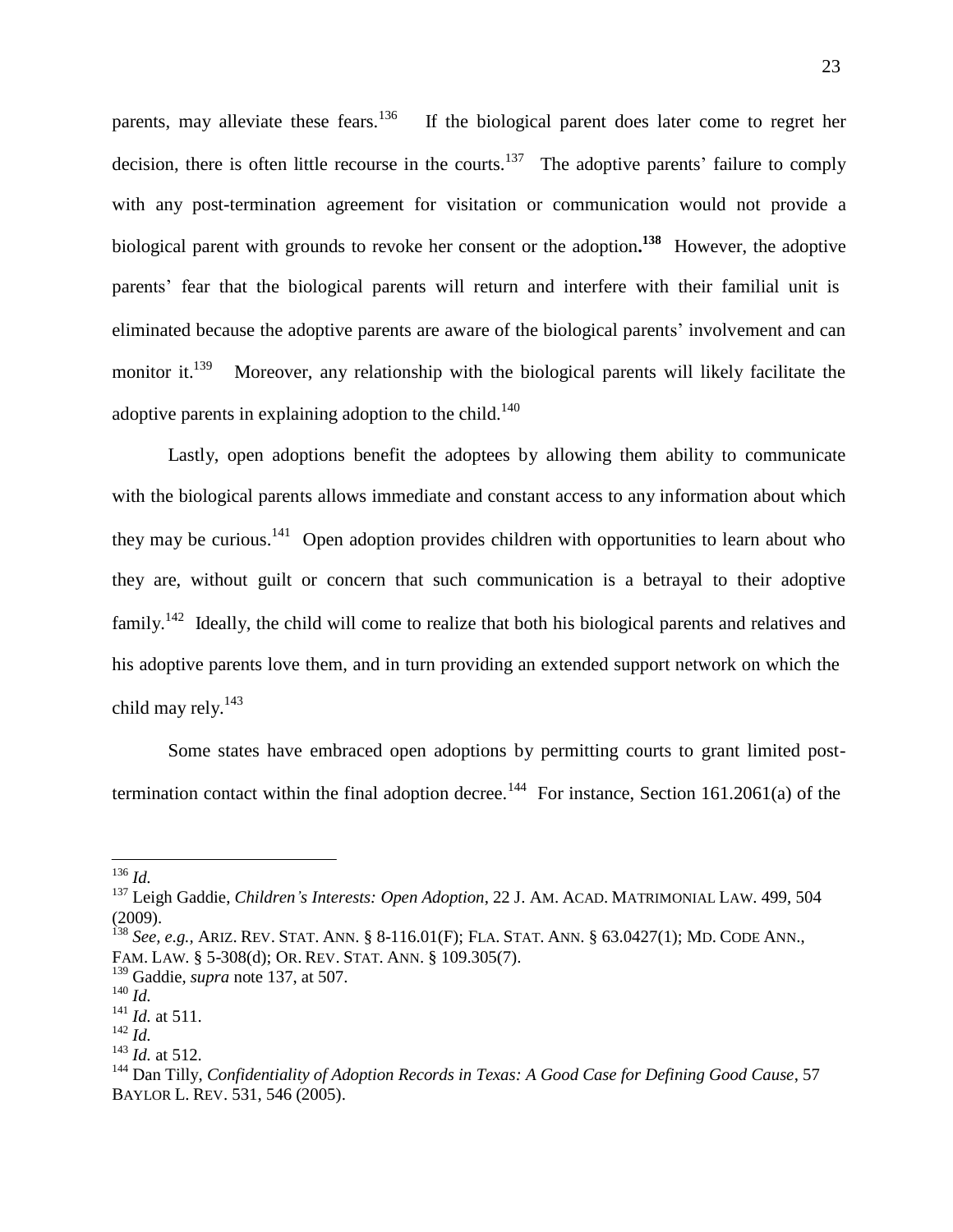parents, may alleviate these fears.[136] If the biological parent does later come to regret her decision, there is often little recourse in the courts.[137] The adoptive parents' failure to comply with any post-termination agreement for visitation or communication would not provide a biological parent with grounds to revoke her consent or the adoption**.**[138] However, the adoptive parents' fear that the biological parents will return and interfere with their familial unit is eliminated because the adoptive parents are aware of the biological parents' involvement and can monitor it.[139] Moreover, any relationship with the biological parents will likely facilitate the adoptive parents in explaining adoption to the child.[140]

Lastly, open adoptions benefit the adoptees by allowing them ability to communicate with the biological parents allows immediate and constant access to any information about which they may be curious.[141] Open adoption provides children with opportunities to learn about who they are, without guilt or concern that such communication is a betrayal to their adoptive family.[142] Ideally, the child will come to realize that both his biological parents and relatives and his adoptive parents love them, and in turn providing an extended support network on which the child may rely.[143]

Some states have embraced open adoptions by permitting courts to grant limited post-termination contact within the final adoption decree.[144] For instance, Section 161.2061(a) of the

---

[136] *Id.*

[137] Leigh Gaddie, *Children's Interests: Open Adoption*, 22 J. AM. ACAD. MATRIMONIAL LAW. 499, 504 (2009).

[138] *See, e.g.*, ARIZ. REV. STAT. ANN. § 8-116.01(F); FLA. STAT. ANN. § 63.0427(1); MD. CODE ANN., FAM. LAW. § 5-308(d); OR. REV. STAT. ANN. § 109.305(7).

[139] Gaddie, *supra* note 137, at 507.

[140] *Id.*

[141] *Id.* at 511.

[142] *Id.*

[143] *Id.* at 512.

[144] Dan Tilly, *Confidentiality of Adoption Records in Texas: A Good Case for Defining Good Cause*, 57 BAYLOR L. REV. 531, 546 (2005).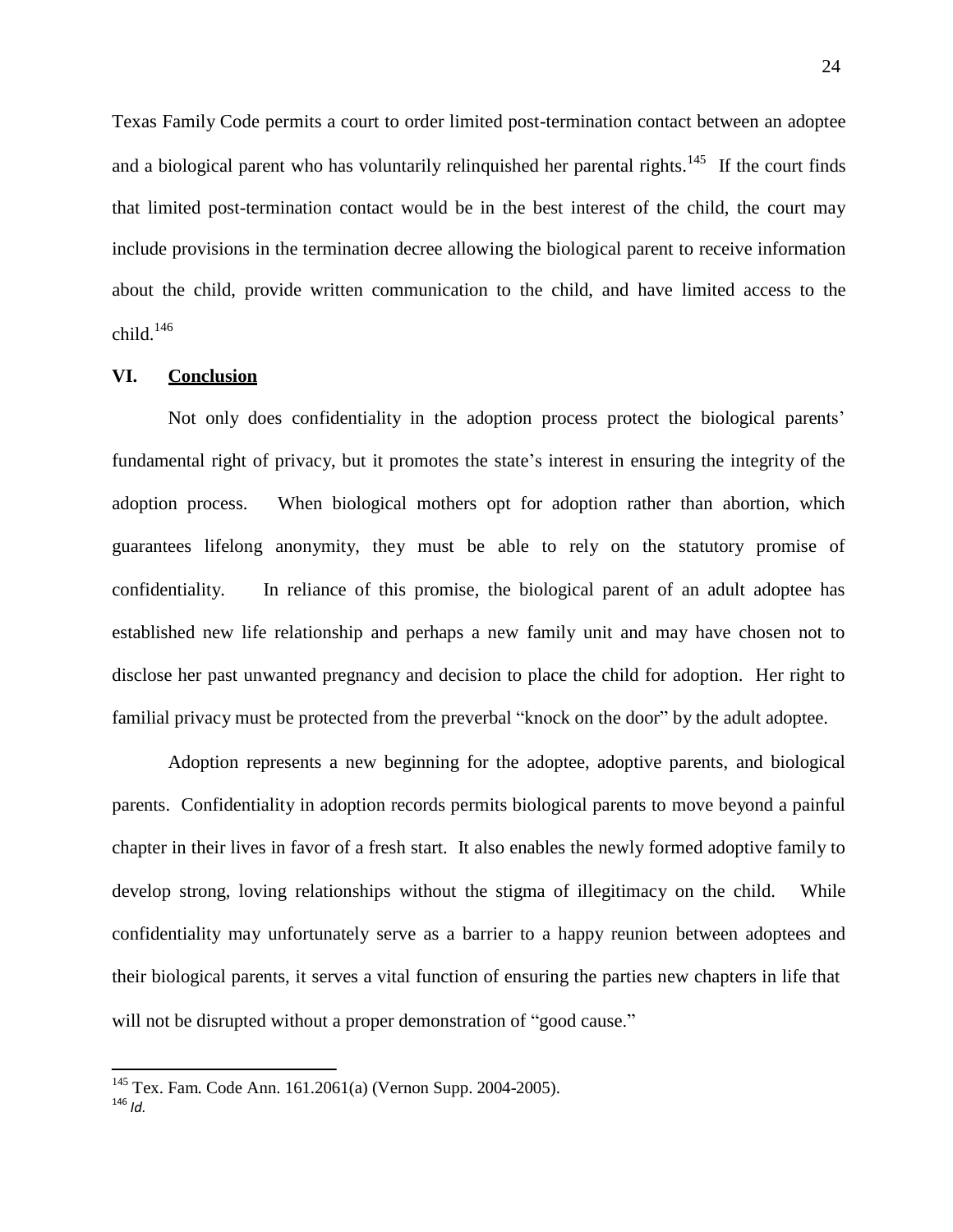Texas Family Code permits a court to order limited post-termination contact between an adoptee and a biological parent who has voluntarily relinquished her parental rights.[145] If the court finds that limited post-termination contact would be in the best interest of the child, the court may include provisions in the termination decree allowing the biological parent to receive information about the child, provide written communication to the child, and have limited access to the child.[146]

## VI. Conclusion

Not only does confidentiality in the adoption process protect the biological parents' fundamental right of privacy, but it promotes the state's interest in ensuring the integrity of the adoption process. When biological mothers opt for adoption rather than abortion, which guarantees lifelong anonymity, they must be able to rely on the statutory promise of confidentiality. In reliance of this promise, the biological parent of an adult adoptee has established new life relationship and perhaps a new family unit and may have chosen not to disclose her past unwanted pregnancy and decision to place the child for adoption. Her right to familial privacy must be protected from the preverbal "knock on the door" by the adult adoptee.

Adoption represents a new beginning for the adoptee, adoptive parents, and biological parents. Confidentiality in adoption records permits biological parents to move beyond a painful chapter in their lives in favor of a fresh start. It also enables the newly formed adoptive family to develop strong, loving relationships without the stigma of illegitimacy on the child. While confidentiality may unfortunately serve as a barrier to a happy reunion between adoptees and their biological parents, it serves a vital function of ensuring the parties new chapters in life that will not be disrupted without a proper demonstration of "good cause."

---

[145] Tex. Fam. Code Ann. 161.2061(a) (Vernon Supp. 2004-2005).

[146] *Id.*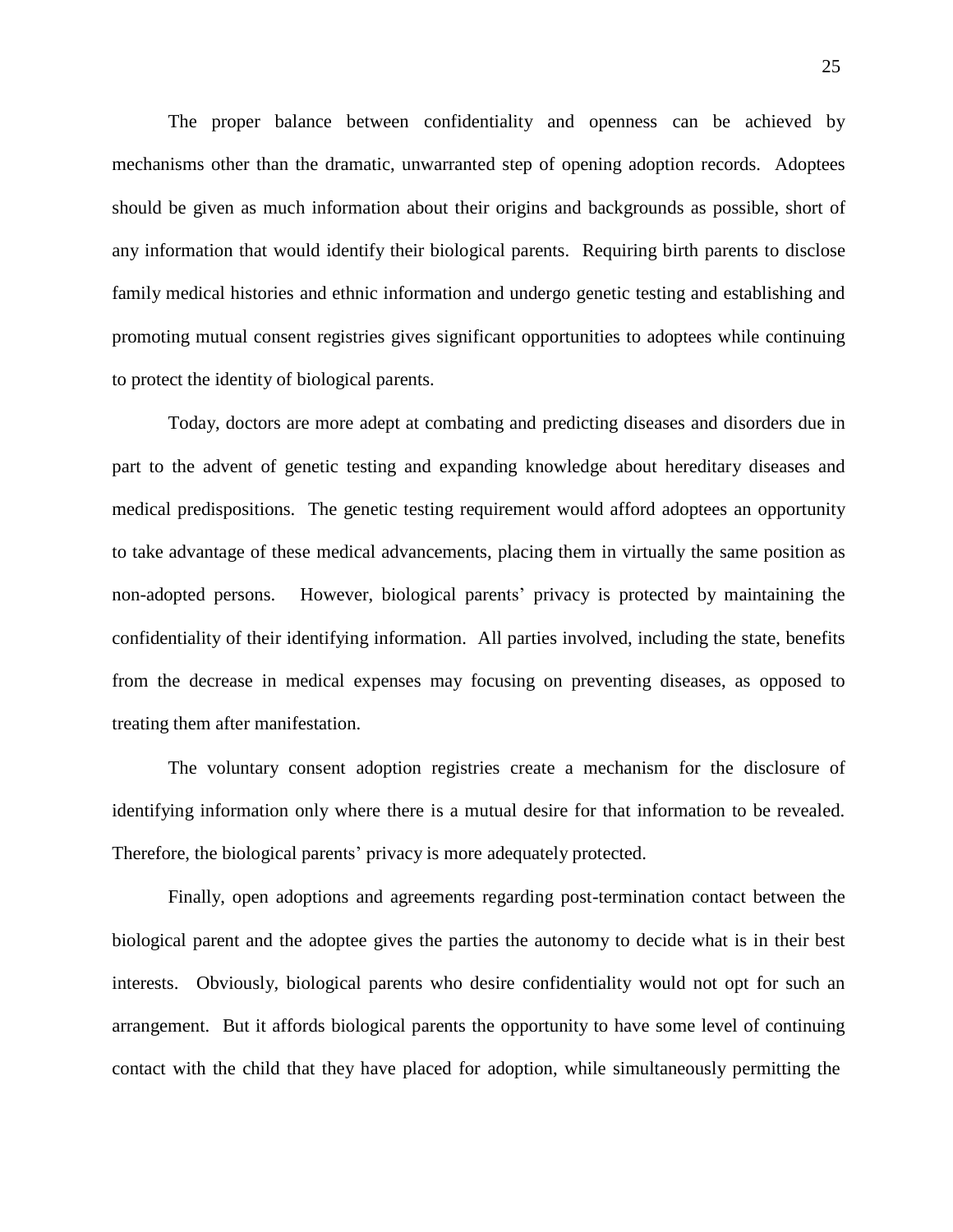The proper balance between confidentiality and openness can be achieved by mechanisms other than the dramatic, unwarranted step of opening adoption records. Adoptees should be given as much information about their origins and backgrounds as possible, short of any information that would identify their biological parents. Requiring birth parents to disclose family medical histories and ethnic information and undergo genetic testing and establishing and promoting mutual consent registries gives significant opportunities to adoptees while continuing to protect the identity of biological parents.

Today, doctors are more adept at combating and predicting diseases and disorders due in part to the advent of genetic testing and expanding knowledge about hereditary diseases and medical predispositions. The genetic testing requirement would afford adoptees an opportunity to take advantage of these medical advancements, placing them in virtually the same position as non-adopted persons. However, biological parents' privacy is protected by maintaining the confidentiality of their identifying information. All parties involved, including the state, benefits from the decrease in medical expenses may focusing on preventing diseases, as opposed to treating them after manifestation.

The voluntary consent adoption registries create a mechanism for the disclosure of identifying information only where there is a mutual desire for that information to be revealed. Therefore, the biological parents' privacy is more adequately protected.

Finally, open adoptions and agreements regarding post-termination contact between the biological parent and the adoptee gives the parties the autonomy to decide what is in their best interests. Obviously, biological parents who desire confidentiality would not opt for such an arrangement. But it affords biological parents the opportunity to have some level of continuing contact with the child that they have placed for adoption, while simultaneously permitting the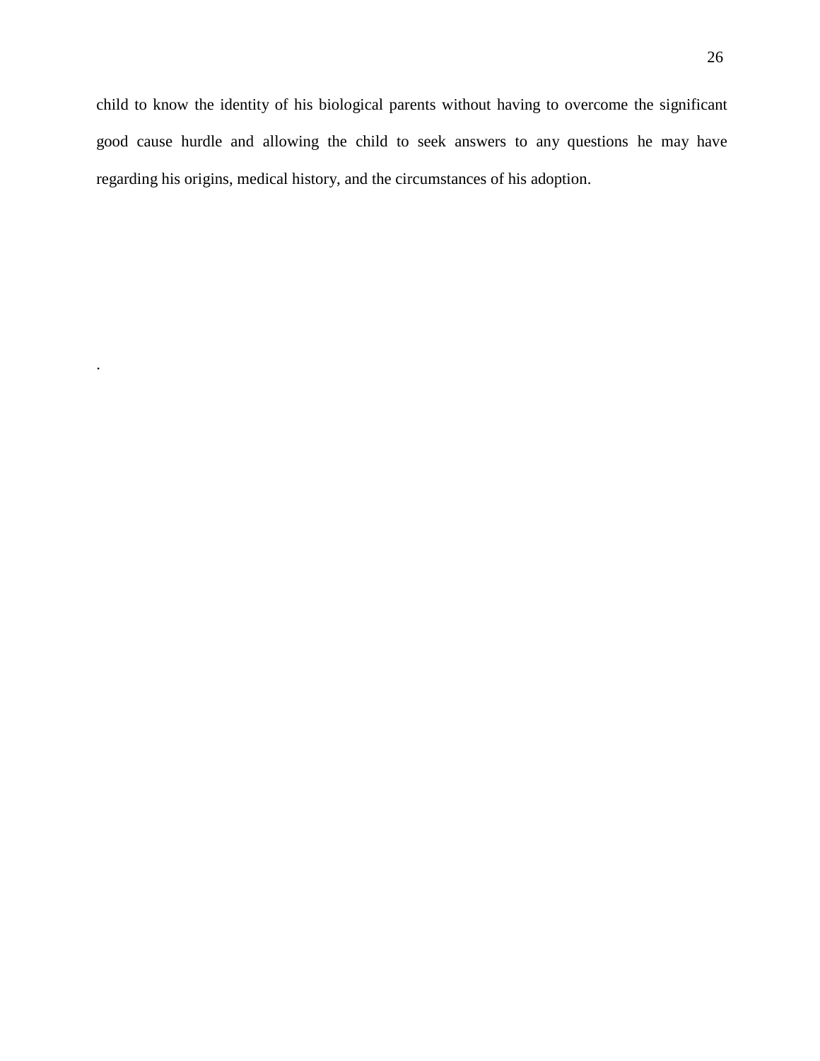child to know the identity of his biological parents without having to overcome the significant good cause hurdle and allowing the child to seek answers to any questions he may have regarding his origins, medical history, and the circumstances of his adoption.

.